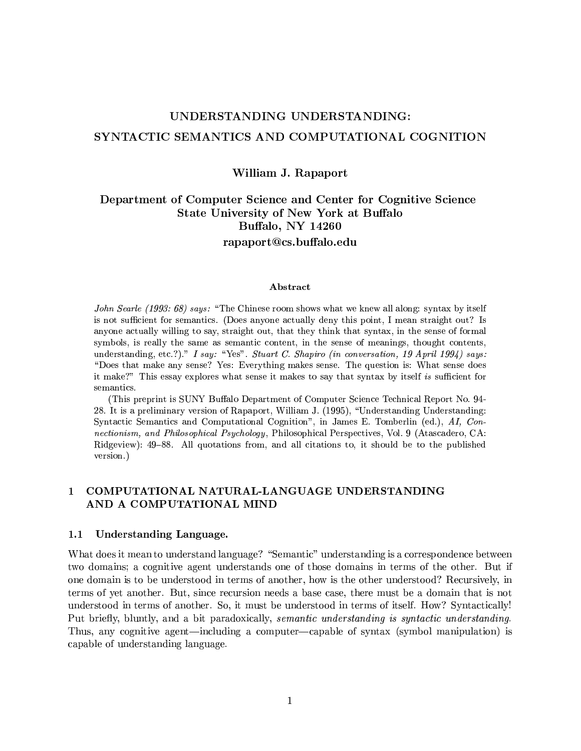# UNDERSTANDING UNDERSTANDING:
# SYNTACTIC SEMANTICS AND COMPUTATIONAL COGNITION

**William J. Rapaport**

**Department of Computer Science and Center for Cognitive Science**
**State University of New York at Buffalo**
**Buffalo, NY 14260**
**rapaport@cs.buffalo.edu**

### Abstract

*John Searle (1993: 68) says:* "The Chinese room shows what we knew all along: syntax by itself is not sufficient for semantics. (Does anyone actually deny this point, I mean straight out? Is anyone actually willing to say, straight out, that they think that syntax, in the sense of formal symbols, is really the same as semantic content, in the sense of meanings, thought contents, understanding, etc.?)." *I say:* "Yes". *Stuart C. Shapiro (in conversation, 19 April 1994) says:* "Does that make any sense? Yes: Everything makes sense. The question is: What sense does it make?" This essay explores what sense it makes to say that syntax by itself *is* sufficient for semantics.

(This preprint is SUNY Buffalo Department of Computer Science Technical Report No. 94-28. It is a preliminary version of Rapaport, William J. (1995), "Understanding Understanding: Syntactic Semantics and Computational Cognition", in James E. Tomberlin (ed.), *AI, Connectionism, and Philosophical Psychology*, Philosophical Perspectives, Vol. 9 (Atascadero, CA: Ridgeview): 49–88. All quotations from, and all citations to, it should be to the published version.)

## 1 COMPUTATIONAL NATURAL-LANGUAGE UNDERSTANDING AND A COMPUTATIONAL MIND

### 1.1 Understanding Language.

What does it mean to understand language? "Semantic" understanding is a correspondence between two domains; a cognitive agent understands one of those domains in terms of the other. But if one domain is to be understood in terms of another, how is the other understood? Recursively, in terms of yet another. But, since recursion needs a base case, there must be a domain that is not understood in terms of another. So, it must be understood in terms of itself. How? Syntactically! Put briefly, bluntly, and a bit paradoxically, *semantic understanding is syntactic understanding.* Thus, any cognitive agent—including a computer—capable of syntax (symbol manipulation) is capable of understanding language.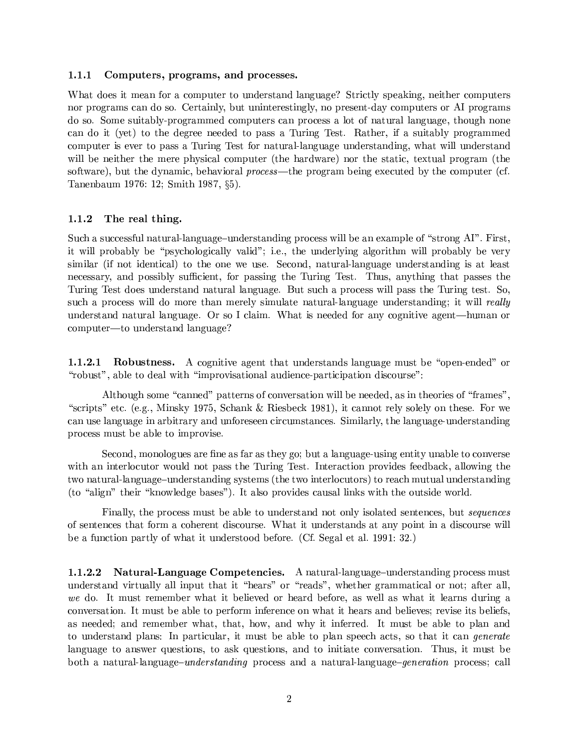### 1.1.1 Computers, programs, and processes.

What does it mean for a computer to understand language? Strictly speaking, neither computers nor programs can do so. Certainly, but uninterestingly, no present-day computers or AI programs do so. Some suitably-programmed computers can process a lot of natural language, though none can do it (yet) to the degree needed to pass a Turing Test. Rather, if a suitably programmed computer is ever to pass a Turing Test for natural-language understanding, what will understand will be neither the mere physical computer (the hardware) nor the static, textual program (the software), but the dynamic, behavioral *process*—the program being executed by the computer (cf. Tanenbaum 1976: 12; Smith 1987, §5).

### 1.1.2 The real thing.

Such a successful natural-language–understanding process will be an example of "strong AI". First, it will probably be "psychologically valid"; i.e., the underlying algorithm will probably be very similar (if not identical) to the one we use. Second, natural-language understanding is at least necessary, and possibly sufficient, for passing the Turing Test. Thus, anything that passes the Turing Test does understand natural language. But such a process will pass the Turing test. So, such a process will do more than merely simulate natural-language understanding; it will *really* understand natural language. Or so I claim. What is needed for any cognitive agent—human or computer—to understand language?

#### 1.1.2.1 Robustness.

A cognitive agent that understands language must be "open-ended" or "robust", able to deal with "improvisational audience-participation discourse":

Although some "canned" patterns of conversation will be needed, as in theories of "frames", "scripts" etc. (e.g., Minsky 1975, Schank & Riesbeck 1981), it cannot rely solely on these. For we can use language in arbitrary and unforeseen circumstances. Similarly, the language-understanding process must be able to improvise.

Second, monologues are fine as far as they go; but a language-using entity unable to converse with an interlocutor would not pass the Turing Test. Interaction provides feedback, allowing the two natural-language–understanding systems (the two interlocutors) to reach mutual understanding (to "align" their "knowledge bases"). It also provides causal links with the outside world.

Finally, the process must be able to understand not only isolated sentences, but *sequences* of sentences that form a coherent discourse. What it understands at any point in a discourse will be a function partly of what it understood before. (Cf. Segal et al. 1991: 32.)

#### 1.1.2.2 Natural-Language Competencies.

A natural-language–understanding process must understand virtually all input that it "hears" or "reads", whether grammatical or not; after all, *we* do. It must remember what it believed or heard before, as well as what it learns during a conversation. It must be able to perform inference on what it hears and believes; revise its beliefs, as needed; and remember what, that, how, and why it inferred. It must be able to plan and to understand plans: In particular, it must be able to plan speech acts, so that it can *generate* language to answer questions, to ask questions, and to initiate conversation. Thus, it must be both a natural-language–*understanding* process and a natural-language–*generation* process; call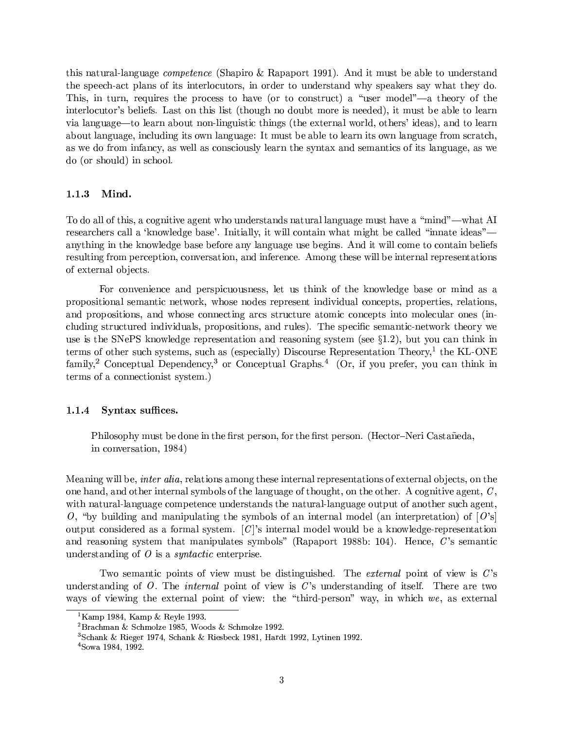this natural-language *competence* (Shapiro & Rapaport 1991). And it must be able to understand the speech-act plans of its interlocutors, in order to understand why speakers say what they do. This, in turn, requires the process to have (or to construct) a "user model"—a theory of the interlocutor's beliefs. Last on this list (though no doubt more is needed), it must be able to learn via language—to learn about non-linguistic things (the external world, others' ideas), and to learn about language, including its own language: It must be able to learn its own language from scratch, as we do from infancy, as well as consciously learn the syntax and semantics of its language, as we do (or should) in school.

### 1.1.3 Mind.

To do all of this, a cognitive agent who understands natural language must have a "mind"—what AI researchers call a 'knowledge base'. Initially, it will contain what might be called "innate ideas"—anything in the knowledge base before any language use begins. And it will come to contain beliefs resulting from perception, conversation, and inference. Among these will be internal representations of external objects.

For convenience and perspicuousness, let us think of the knowledge base or mind as a propositional semantic network, whose nodes represent individual concepts, properties, relations, and propositions, and whose connecting arcs structure atomic concepts into molecular ones (including structured individuals, propositions, and rules). The specific semantic-network theory we use is the SNePS knowledge representation and reasoning system (see §1.2), but you can think in terms of other such systems, such as (especially) Discourse Representation Theory,[1] the KL-ONE family,[2] Conceptual Dependency,[3] or Conceptual Graphs.[4] (Or, if you prefer, you can think in terms of a connectionist system.)

### 1.1.4 Syntax suffices.

> Philosophy must be done in the first person, for the first person. (Hector–Neri Castañeda, in conversation, 1984)

Meaning will be, *inter alia*, relations among these internal representations of external objects, on the one hand, and other internal symbols of the language of thought, on the other. A cognitive agent, $C$, with natural-language competence understands the natural-language output of another such agent, $O$, "by building and manipulating the symbols of an internal model (an interpretation) of [$O$'s] output considered as a formal system. [$C$]'s internal model would be a knowledge-representation and reasoning system that manipulates symbols" (Rapaport 1988b: 104). Hence, $C$'s semantic understanding of $O$ is a *syntactic* enterprise.

Two semantic points of view must be distinguished. The *external* point of view is $C$'s understanding of $O$. The *internal* point of view is $C$'s understanding of itself. There are two ways of viewing the external point of view: the "third-person" way, in which *we*, as external

---

[1] Kamp 1984, Kamp & Reyle 1993.

[2] Brachman & Schmolze 1985, Woods & Schmolze 1992.

[3] Schank & Rieger 1974, Schank & Riesbeck 1981, Hardt 1992, Lytinen 1992.

[4] Sowa 1984, 1992.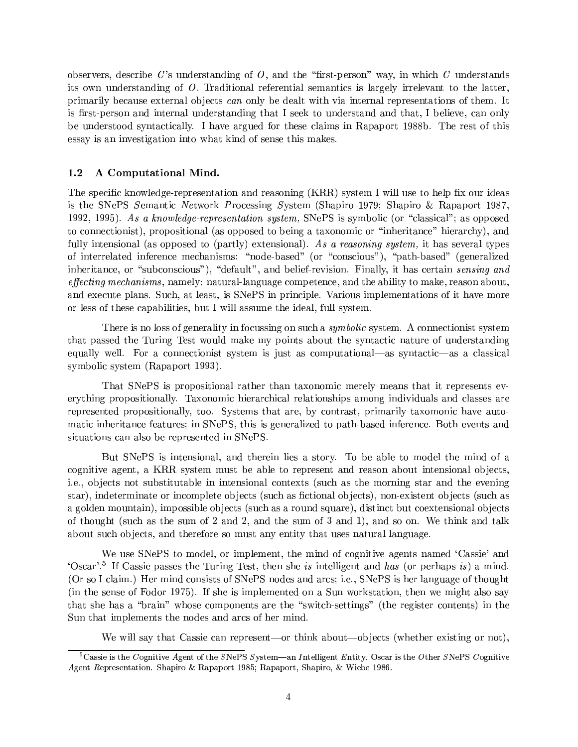observers, describe $C$'s understanding of $O$, and the "first-person" way, in which $C$ understands its own understanding of $O$. Traditional referential semantics is largely irrelevant to the latter, primarily because external objects *can* only be dealt with via internal representations of them. It is first-person and internal understanding that I seek to understand and that, I believe, can only be understood syntactically. I have argued for these claims in Rapaport 1988b. The rest of this essay is an investigation into what kind of sense this makes.

### 1.2 A Computational Mind.

The specific knowledge-representation and reasoning (KRR) system I will use to help fix our ideas is the SNePS *S*emantic *Ne*twork *P*rocessing *S*ystem (Shapiro 1979; Shapiro & Rapaport 1987, 1992, 1995). *As a knowledge-representation system,* SNePS is symbolic (or "classical"; as opposed to connectionist), propositional (as opposed to being a taxonomic or "inheritance" hierarchy), and fully intensional (as opposed to (partly) extensional). *As a reasoning system,* it has several types of interrelated inference mechanisms: "node-based" (or "conscious"), "path-based" (generalized inheritance, or "subconscious"), "default", and belief-revision. Finally, it has certain *sensing and effecting mechanisms*, namely: natural-language competence, and the ability to make, reason about, and execute plans. Such, at least, is SNePS in principle. Various implementations of it have more or less of these capabilities, but I will assume the ideal, full system.

There is no loss of generality in focussing on such a *symbolic* system. A connectionist system that passed the Turing Test would make my points about the syntactic nature of understanding equally well. For a connectionist system is just as computational—as syntactic—as a classical symbolic system (Rapaport 1993).

That SNePS is propositional rather than taxonomic merely means that it represents everything propositionally. Taxonomic hierarchical relationships among individuals and classes are represented propositionally, too. Systems that are, by contrast, primarily taxomonic have automatic inheritance features; in SNePS, this is generalized to path-based inference. Both events and situations can also be represented in SNePS.

But SNePS is intensional, and therein lies a story. To be able to model the mind of a cognitive agent, a KRR system must be able to represent and reason about intensional objects, i.e., objects not substitutable in intensional contexts (such as the morning star and the evening star), indeterminate or incomplete objects (such as fictional objects), non-existent objects (such as a golden mountain), impossible objects (such as a round square), distinct but coextensional objects of thought (such as the sum of 2 and 2, and the sum of 3 and 1), and so on. We think and talk about such objects, and therefore so must any entity that uses natural language.

We use SNePS to model, or implement, the mind of cognitive agents named 'Cassie' and 'Oscar'.[5] If Cassie passes the Turing Test, then she *is* intelligent and *has* (or perhaps *is*) a mind. (Or so I claim.) Her mind consists of SNePS nodes and arcs; i.e., SNePS is her language of thought (in the sense of Fodor 1975). If she is implemented on a Sun workstation, then we might also say that she has a "brain" whose components are the "switch-settings" (the register contents) in the Sun that implements the nodes and arcs of her mind.

We will say that Cassie can represent—or think about—objects (whether existing or not),

[5] Cassie is the *C*ognitive *A*gent of the *S*NePS *S*ystem—an *I*ntelligent *E*ntity. Oscar is the *O*ther *S*NePS *C*ognitive *A*gent *R*epresentation. Shapiro & Rapaport 1985; Rapaport, Shapiro, & Wiebe 1986.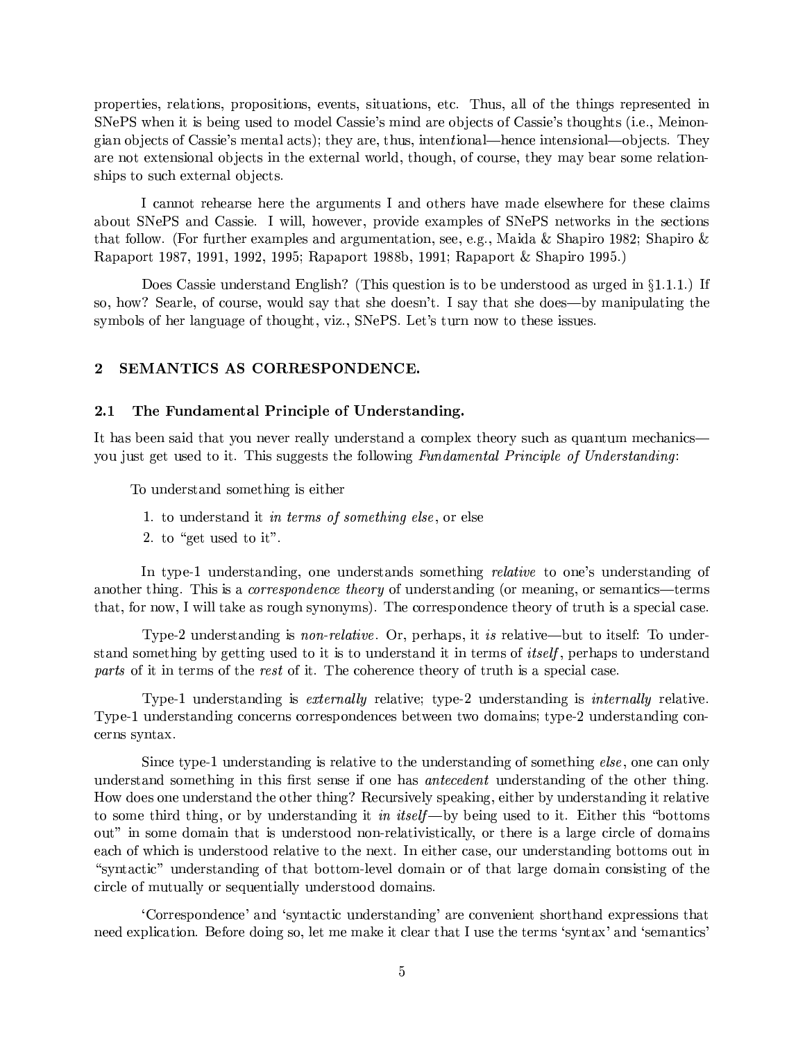properties, relations, propositions, events, situations, etc. Thus, all of the things represented in SNePS when it is being used to model Cassie's mind are objects of Cassie's thoughts (i.e., Meinongian objects of Cassie's mental acts); they are, thus, inten*t*ional—hence inten*s*ional—objects. They are not extensional objects in the external world, though, of course, they may bear some relationships to such external objects.

I cannot rehearse here the arguments I and others have made elsewhere for these claims about SNePS and Cassie. I will, however, provide examples of SNePS networks in the sections that follow. (For further examples and argumentation, see, e.g., Maida & Shapiro 1982; Shapiro & Rapaport 1987, 1991, 1992, 1995; Rapaport 1988b, 1991; Rapaport & Shapiro 1995.)

Does Cassie understand English? (This question is to be understood as urged in §1.1.1.) If so, how? Searle, of course, would say that she doesn't. I say that she does—by manipulating the symbols of her language of thought, viz., SNePS. Let's turn now to these issues.

## 2 SEMANTICS AS CORRESPONDENCE.

### 2.1 The Fundamental Principle of Understanding.

It has been said that you never really understand a complex theory such as quantum mechanics—you just get used to it. This suggests the following *Fundamental Principle of Understanding*:

To understand something is either

1. to understand it *in terms of something else*, or else
2. to "get used to it".

In type-1 understanding, one understands something *relative* to one's understanding of another thing. This is a *correspondence theory* of understanding (or meaning, or semantics—terms that, for now, I will take as rough synonyms). The correspondence theory of truth is a special case.

Type-2 understanding is *non-relative*. Or, perhaps, it *is* relative—but to itself: To understand something by getting used to it is to understand it in terms of *itself*, perhaps to understand *parts* of it in terms of the *rest* of it. The coherence theory of truth is a special case.

Type-1 understanding is *externally* relative; type-2 understanding is *internally* relative. Type-1 understanding concerns correspondences between two domains; type-2 understanding concerns syntax.

Since type-1 understanding is relative to the understanding of something *else*, one can only understand something in this first sense if one has *antecedent* understanding of the other thing. How does one understand the other thing? Recursively speaking, either by understanding it relative to some third thing, or by understanding it *in itself*—by being used to it. Either this "bottoms out" in some domain that is understood non-relativistically, or there is a large circle of domains each of which is understood relative to the next. In either case, our understanding bottoms out in "syntactic" understanding of that bottom-level domain or of that large domain consisting of the circle of mutually or sequentially understood domains.

'Correspondence' and 'syntactic understanding' are convenient shorthand expressions that need explication. Before doing so, let me make it clear that I use the terms 'syntax' and 'semantics'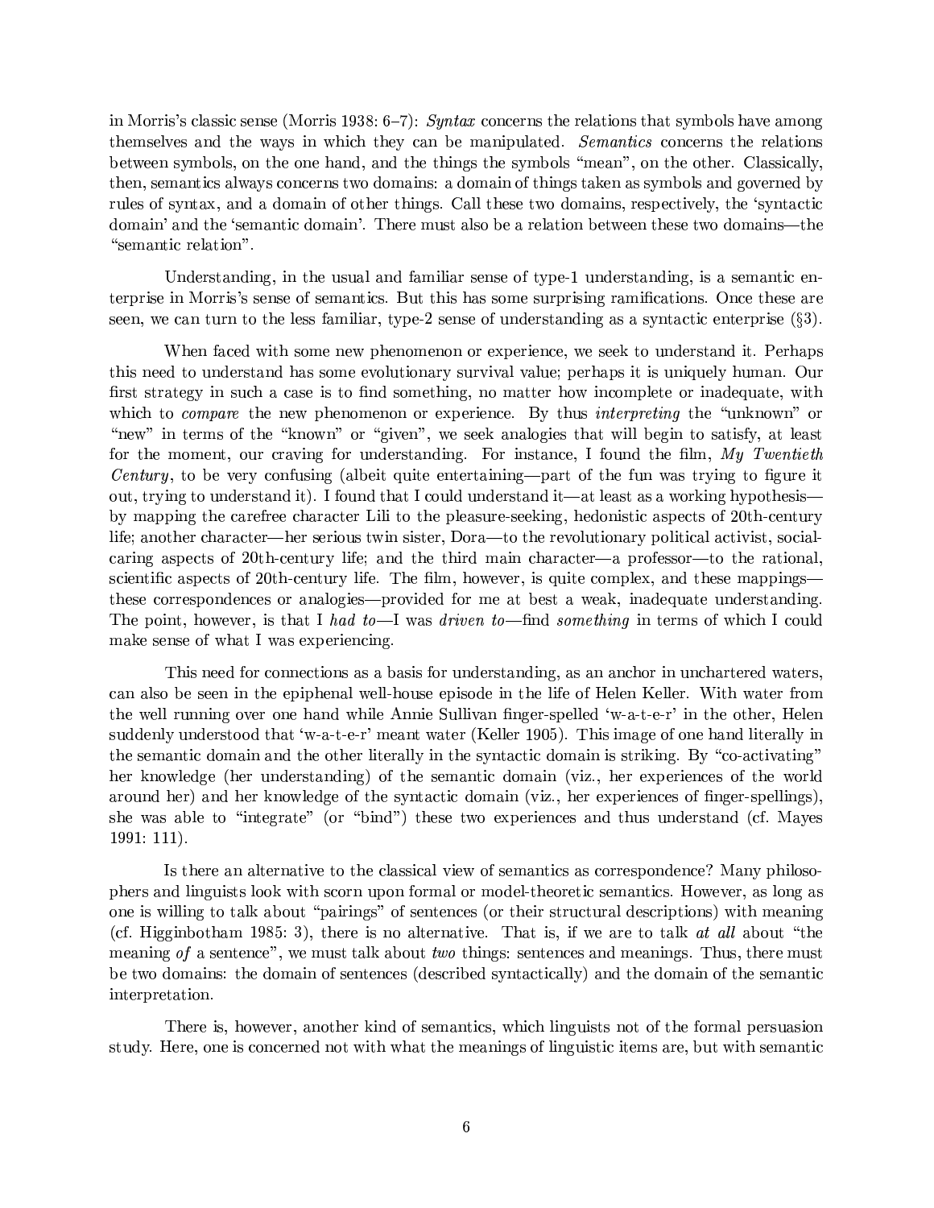in Morris's classic sense (Morris 1938: 6–7): *Syntax* concerns the relations that symbols have among themselves and the ways in which they can be manipulated. *Semantics* concerns the relations between symbols, on the one hand, and the things the symbols "mean", on the other. Classically, then, semantics always concerns two domains: a domain of things taken as symbols and governed by rules of syntax, and a domain of other things. Call these two domains, respectively, the 'syntactic domain' and the 'semantic domain'. There must also be a relation between these two domains—the "semantic relation".

Understanding, in the usual and familiar sense of type-1 understanding, is a semantic enterprise in Morris's sense of semantics. But this has some surprising ramifications. Once these are seen, we can turn to the less familiar, type-2 sense of understanding as a syntactic enterprise (§3).

When faced with some new phenomenon or experience, we seek to understand it. Perhaps this need to understand has some evolutionary survival value; perhaps it is uniquely human. Our first strategy in such a case is to find something, no matter how incomplete or inadequate, with which to *compare* the new phenomenon or experience. By thus *interpreting* the "unknown" or "new" in terms of the "known" or "given", we seek analogies that will begin to satisfy, at least for the moment, our craving for understanding. For instance, I found the film, *My Twentieth Century*, to be very confusing (albeit quite entertaining—part of the fun was trying to figure it out, trying to understand it). I found that I could understand it—at least as a working hypothesis—by mapping the carefree character Lili to the pleasure-seeking, hedonistic aspects of 20th-century life; another character—her serious twin sister, Dora—to the revolutionary political activist, social-caring aspects of 20th-century life; and the third main character—a professor—to the rational, scientific aspects of 20th-century life. The film, however, is quite complex, and these mappings—these correspondences or analogies—provided for me at best a weak, inadequate understanding. The point, however, is that I *had to*—I was *driven to*—find *something* in terms of which I could make sense of what I was experiencing.

This need for connections as a basis for understanding, as an anchor in unchartered waters, can also be seen in the epiphenal well-house episode in the life of Helen Keller. With water from the well running over one hand while Annie Sullivan finger-spelled 'w-a-t-e-r' in the other, Helen suddenly understood that 'w-a-t-e-r' meant water (Keller 1905). This image of one hand literally in the semantic domain and the other literally in the syntactic domain is striking. By "co-activating" her knowledge (her understanding) of the semantic domain (viz., her experiences of the world around her) and her knowledge of the syntactic domain (viz., her experiences of finger-spellings), she was able to "integrate" (or "bind") these two experiences and thus understand (cf. Mayes 1991: 111).

Is there an alternative to the classical view of semantics as correspondence? Many philosophers and linguists look with scorn upon formal or model-theoretic semantics. However, as long as one is willing to talk about "pairings" of sentences (or their structural descriptions) with meaning (cf. Higginbotham 1985: 3), there is no alternative. That is, if we are to talk *at all* about "the meaning *of* a sentence", we must talk about *two* things: sentences and meanings. Thus, there must be two domains: the domain of sentences (described syntactically) and the domain of the semantic interpretation.

There is, however, another kind of semantics, which linguists not of the formal persuasion study. Here, one is concerned not with what the meanings of linguistic items are, but with semantic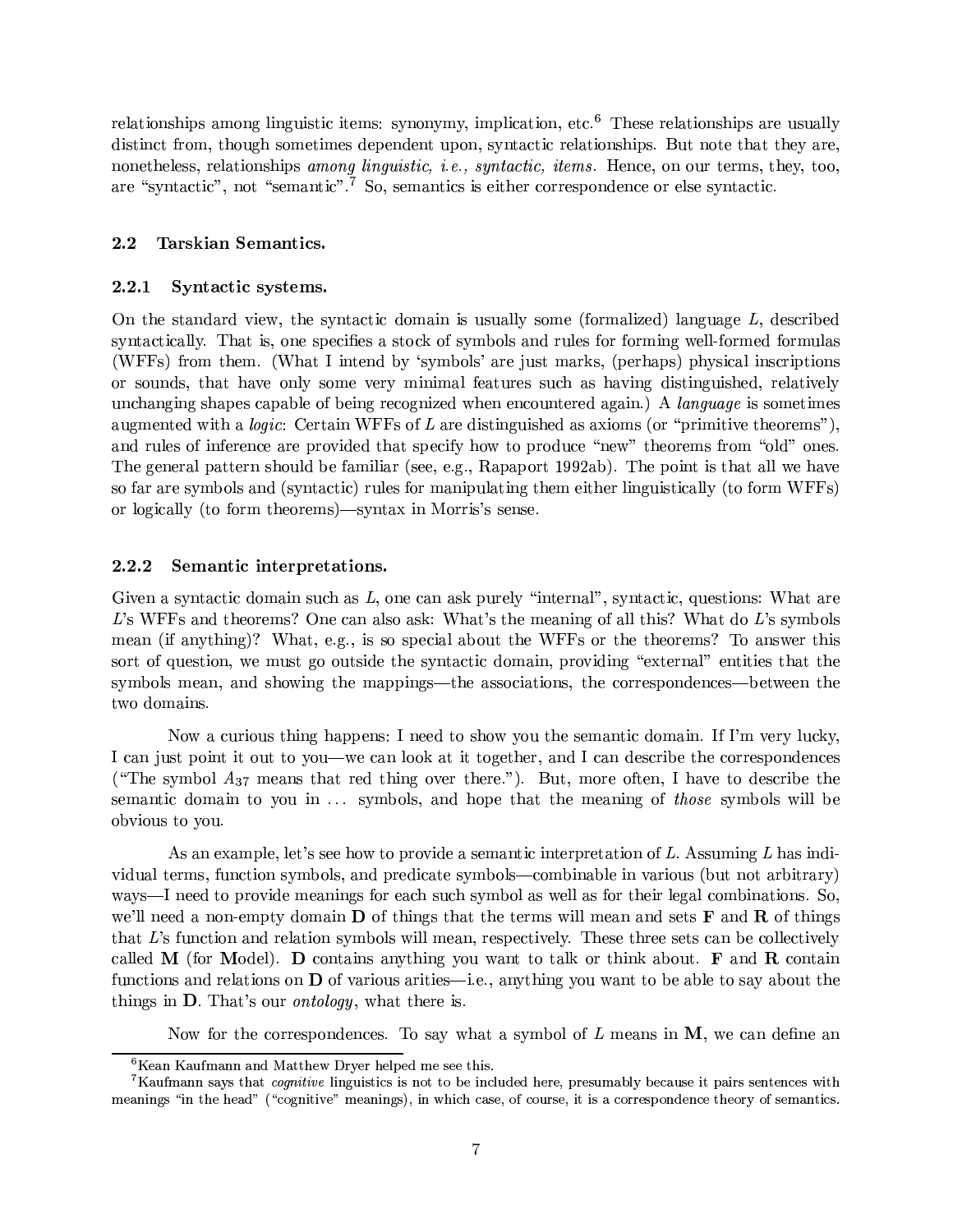relationships among linguistic items: synonymy, implication, etc.[6] These relationships are usually distinct from, though sometimes dependent upon, syntactic relationships. But note that they are, nonetheless, relationships *among linguistic, i.e., syntactic, items*. Hence, on our terms, they, too, are "syntactic", not "semantic".[7] So, semantics is either correspondence or else syntactic.

## 2.2 Tarskian Semantics.

### 2.2.1 Syntactic systems.

On the standard view, the syntactic domain is usually some (formalized) language $L$, described syntactically. That is, one specifies a stock of symbols and rules for forming well-formed formulas (WFFs) from them. (What I intend by 'symbols' are just marks, (perhaps) physical inscriptions or sounds, that have only some very minimal features such as having distinguished, relatively unchanging shapes capable of being recognized when encountered again.) A *language* is sometimes augmented with a *logic*: Certain WFFs of $L$ are distinguished as axioms (or "primitive theorems"), and rules of inference are provided that specify how to produce "new" theorems from "old" ones. The general pattern should be familiar (see, e.g., Rapaport 1992ab). The point is that all we have so far are symbols and (syntactic) rules for manipulating them either linguistically (to form WFFs) or logically (to form theorems)—syntax in Morris's sense.

### 2.2.2 Semantic interpretations.

Given a syntactic domain such as $L$, one can ask purely "internal", syntactic, questions: What are $L$'s WFFs and theorems? One can also ask: What's the meaning of all this? What do $L$'s symbols mean (if anything)? What, e.g., is so special about the WFFs or the theorems? To answer this sort of question, we must go outside the syntactic domain, providing "external" entities that the symbols mean, and showing the mappings—the associations, the correspondences—between the two domains.

Now a curious thing happens: I need to show you the semantic domain. If I'm very lucky, I can just point it out to you—we can look at it together, and I can describe the correspondences ("The symbol $A_{37}$ means that red thing over there."). But, more often, I have to describe the semantic domain to you in ... symbols, and hope that the meaning of *those* symbols will be obvious to you.

As an example, let's see how to provide a semantic interpretation of $L$. Assuming $L$ has individual terms, function symbols, and predicate symbols—combinable in various (but not arbitrary) ways—I need to provide meanings for each such symbol as well as for their legal combinations. So, we'll need a non-empty domain $\mathbf{D}$ of things that the terms will mean and sets $\mathbf{F}$ and $\mathbf{R}$ of things that $L$'s function and relation symbols will mean, respectively. These three sets can be collectively called $\mathbf{M}$ (for **M**odel). $\mathbf{D}$ contains anything you want to talk or think about. $\mathbf{F}$ and $\mathbf{R}$ contain functions and relations on $\mathbf{D}$ of various arities—i.e., anything you want to be able to say about the things in $\mathbf{D}$. That's our *ontology*, what there is.

Now for the correspondences. To say what a symbol of $L$ means in $\mathbf{M}$, we can define an

[6] Kean Kaufmann and Matthew Dryer helped me see this.

[7] Kaufmann says that *cognitive* linguistics is not to be included here, presumably because it pairs sentences with meanings "in the head" ("cognitive" meanings), in which case, of course, it is a correspondence theory of semantics.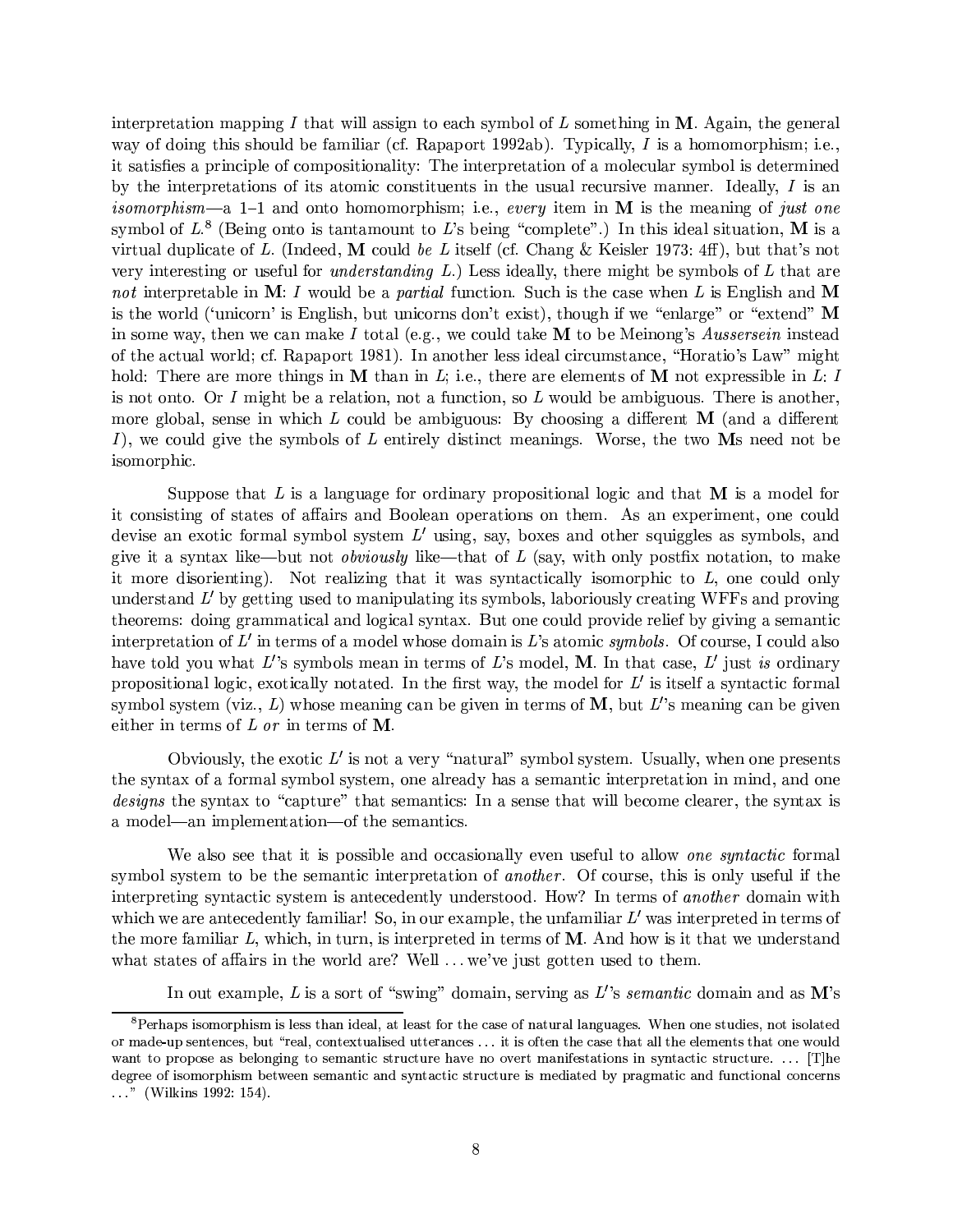interpretation mapping $I$ that will assign to each symbol of $L$ something in $\mathbf{M}$. Again, the general way of doing this should be familiar (cf. Rapaport 1992ab). Typically, $I$ is a homomorphism; i.e., it satisfies a principle of compositionality: The interpretation of a molecular symbol is determined by the interpretations of its atomic constituents in the usual recursive manner. Ideally, $I$ is an *isomorphism*—a 1–1 and onto homomorphism; i.e., *every* item in $\mathbf{M}$ is the meaning of *just one* symbol of $L$.[8] (Being onto is tantamount to $L$'s being "complete".) In this ideal situation, $\mathbf{M}$ is a virtual duplicate of $L$. (Indeed, $\mathbf{M}$ could *be* $L$ itself (cf. Chang & Keisler 1973: 4ff), but that's not very interesting or useful for *understanding* $L$.) Less ideally, there might be symbols of $L$ that are *not* interpretable in $\mathbf{M}$: $I$ would be a *partial* function. Such is the case when $L$ is English and $\mathbf{M}$ is the world ('unicorn' is English, but unicorns don't exist), though if we "enlarge" or "extend" $\mathbf{M}$ in some way, then we can make $I$ total (e.g., we could take $\mathbf{M}$ to be Meinong's *Aussersein* instead of the actual world; cf. Rapaport 1981). In another less ideal circumstance, "Horatio's Law" might hold: There are more things in $\mathbf{M}$ than in $L$; i.e., there are elements of $\mathbf{M}$ not expressible in $L$: $I$ is not onto. Or $I$ might be a relation, not a function, so $L$ would be ambiguous. There is another, more global, sense in which $L$ could be ambiguous: By choosing a different $\mathbf{M}$ (and a different $I$), we could give the symbols of $L$ entirely distinct meanings. Worse, the two $\mathbf{M}$s need not be isomorphic.

Suppose that $L$ is a language for ordinary propositional logic and that $\mathbf{M}$ is a model for it consisting of states of affairs and Boolean operations on them. As an experiment, one could devise an exotic formal symbol system $L'$ using, say, boxes and other squiggles as symbols, and give it a syntax like—but not *obviously* like—that of $L$ (say, with only postfix notation, to make it more disorienting). Not realizing that it was syntactically isomorphic to $L$, one could only understand $L'$ by getting used to manipulating its symbols, laboriously creating WFFs and proving theorems: doing grammatical and logical syntax. But one could provide relief by giving a semantic interpretation of $L'$ in terms of a model whose domain is $L$'s atomic *symbols*. Of course, I could also have told you what $L'$'s symbols mean in terms of $L$'s model, $\mathbf{M}$. In that case, $L'$ just *is* ordinary propositional logic, exotically notated. In the first way, the model for $L'$ is itself a syntactic formal symbol system (viz., $L$) whose meaning can be given in terms of $\mathbf{M}$, but $L'$'s meaning can be given either in terms of $L$ *or* in terms of $\mathbf{M}$.

Obviously, the exotic $L'$ is not a very "natural" symbol system. Usually, when one presents the syntax of a formal symbol system, one already has a semantic interpretation in mind, and one *designs* the syntax to "capture" that semantics: In a sense that will become clearer, the syntax is a model—an implementation—of the semantics.

We also see that it is possible and occasionally even useful to allow *one syntactic* formal symbol system to be the semantic interpretation of *another*. Of course, this is only useful if the interpreting syntactic system is antecedently understood. How? In terms of *another* domain with which we are antecedently familiar! So, in our example, the unfamiliar $L'$ was interpreted in terms of the more familiar $L$, which, in turn, is interpreted in terms of $\mathbf{M}$. And how is it that we understand what states of affairs in the world are? Well ... we've just gotten used to them.

In out example, $L$ is a sort of "swing" domain, serving as $L'$'s *semantic* domain and as $\mathbf{M}$'s

[8] Perhaps isomorphism is less than ideal, at least for the case of natural languages. When one studies, not isolated or made-up sentences, but "real, contextualised utterances ... it is often the case that all the elements that one would want to propose as belonging to semantic structure have no overt manifestations in syntactic structure. ... [T]he degree of isomorphism between semantic and syntactic structure is mediated by pragmatic and functional concerns ..." (Wilkins 1992: 154).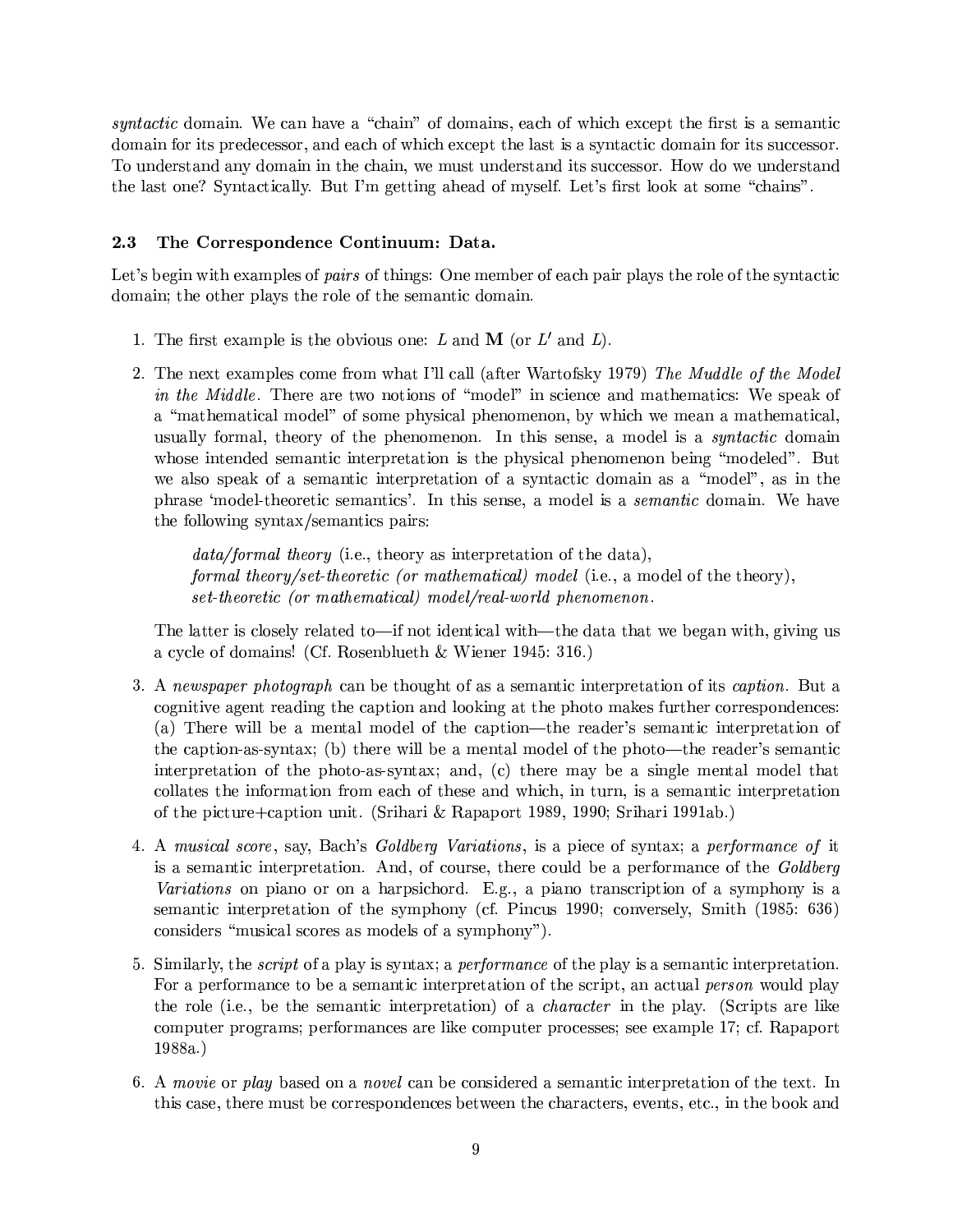*syntactic* domain. We can have a "chain" of domains, each of which except the first is a semantic domain for its predecessor, and each of which except the last is a syntactic domain for its successor. To understand any domain in the chain, we must understand its successor. How do we understand the last one? Syntactically. But I'm getting ahead of myself. Let's first look at some "chains".

### 2.3 The Correspondence Continuum: Data.

Let's begin with examples of *pairs* of things: One member of each pair plays the role of the syntactic domain; the other plays the role of the semantic domain.

1. The first example is the obvious one: $L$ and $\mathbf{M}$ (or $L'$ and $L$).

2. The next examples come from what I'll call (after Wartofsky 1979) *The Muddle of the Model in the Middle*. There are two notions of "model" in science and mathematics: We speak of a "mathematical model" of some physical phenomenon, by which we mean a mathematical, usually formal, theory of the phenomenon. In this sense, a model is a *syntactic* domain whose intended semantic interpretation is the physical phenomenon being "modeled". But we also speak of a semantic interpretation of a syntactic domain as a "model", as in the phrase 'model-theoretic semantics'. In this sense, a model is a *semantic* domain. We have the following syntax/semantics pairs:

   *data/formal theory* (i.e., theory as interpretation of the data),
   *formal theory/set-theoretic (or mathematical) model* (i.e., a model of the theory),
   *set-theoretic (or mathematical) model/real-world phenomenon*.

   The latter is closely related to—if not identical with—the data that we began with, giving us a cycle of domains! (Cf. Rosenblueth & Wiener 1945: 316.)

3. A *newspaper photograph* can be thought of as a semantic interpretation of its *caption*. But a cognitive agent reading the caption and looking at the photo makes further correspondences: (a) There will be a mental model of the caption—the reader's semantic interpretation of the caption-as-syntax; (b) there will be a mental model of the photo—the reader's semantic interpretation of the photo-as-syntax; and, (c) there may be a single mental model that collates the information from each of these and which, in turn, is a semantic interpretation of the picture+caption unit. (Srihari & Rapaport 1989, 1990; Srihari 1991ab.)

4. A *musical score*, say, Bach's *Goldberg Variations*, is a piece of syntax; a *performance of* it is a semantic interpretation. And, of course, there could be a performance of the *Goldberg Variations* on piano or on a harpsichord. E.g., a piano transcription of a symphony is a semantic interpretation of the symphony (cf. Pincus 1990; conversely, Smith (1985: 636) considers "musical scores as models of a symphony").

5. Similarly, the *script* of a play is syntax; a *performance* of the play is a semantic interpretation. For a performance to be a semantic interpretation of the script, an actual *person* would play the role (i.e., be the semantic interpretation) of a *character* in the play. (Scripts are like computer programs; performances are like computer processes; see example 17; cf. Rapaport 1988a.)

6. A *movie* or *play* based on a *novel* can be considered a semantic interpretation of the text. In this case, there must be correspondences between the characters, events, etc., in the book and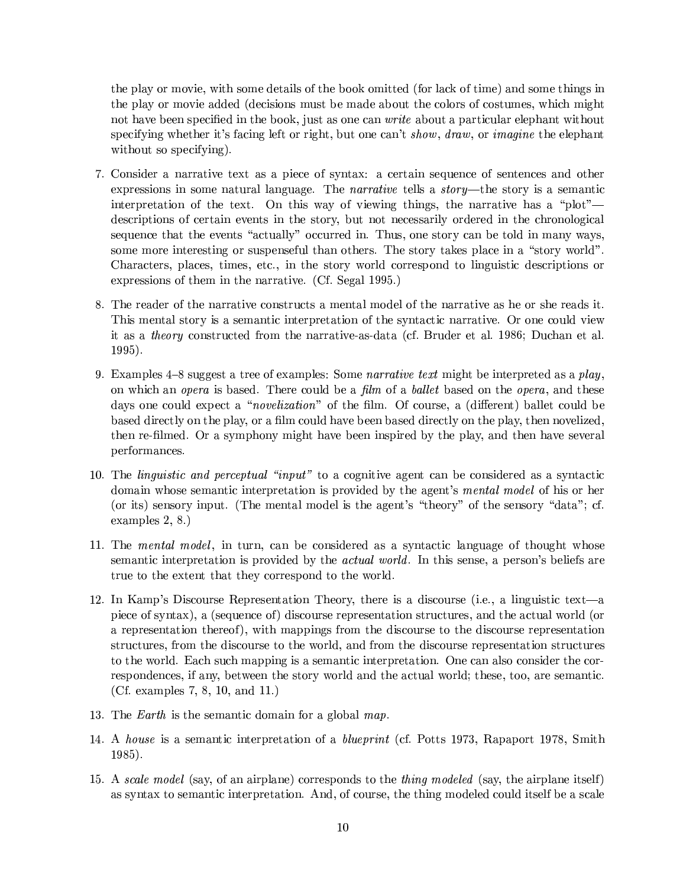the play or movie, with some details of the book omitted (for lack of time) and some things in the play or movie added (decisions must be made about the colors of costumes, which might not have been specified in the book, just as one can *write* about a particular elephant without specifying whether it's facing left or right, but one can't *show*, *draw*, or *imagine* the elephant without so specifying).

7. Consider a narrative text as a piece of syntax: a certain sequence of sentences and other expressions in some natural language. The *narrative* tells a *story*—the story is a semantic interpretation of the text. On this way of viewing things, the narrative has a "plot"—descriptions of certain events in the story, but not necessarily ordered in the chronological sequence that the events "actually" occurred in. Thus, one story can be told in many ways, some more interesting or suspenseful than others. The story takes place in a "story world". Characters, places, times, etc., in the story world correspond to linguistic descriptions or expressions of them in the narrative. (Cf. Segal 1995.)

8. The reader of the narrative constructs a mental model of the narrative as he or she reads it. This mental story is a semantic interpretation of the syntactic narrative. Or one could view it as a *theory* constructed from the narrative-as-data (cf. Bruder et al. 1986; Duchan et al. 1995).

9. Examples 4–8 suggest a tree of examples: Some *narrative text* might be interpreted as a *play*, on which an *opera* is based. There could be a *film* of a *ballet* based on the *opera*, and these days one could expect a "*novelization*" of the film. Of course, a (different) ballet could be based directly on the play, or a film could have been based directly on the play, then novelized, then re-filmed. Or a symphony might have been inspired by the play, and then have several performances.

10. The *linguistic and perceptual "input"* to a cognitive agent can be considered as a syntactic domain whose semantic interpretation is provided by the agent's *mental model* of his or her (or its) sensory input. (The mental model is the agent's "theory" of the sensory "data"; cf. examples 2, 8.)

11. The *mental model*, in turn, can be considered as a syntactic language of thought whose semantic interpretation is provided by the *actual world*. In this sense, a person's beliefs are true to the extent that they correspond to the world.

12. In Kamp's Discourse Representation Theory, there is a discourse (i.e., a linguistic text—a piece of syntax), a (sequence of) discourse representation structures, and the actual world (or a representation thereof), with mappings from the discourse to the discourse representation structures, from the discourse to the world, and from the discourse representation structures to the world. Each such mapping is a semantic interpretation. One can also consider the correspondences, if any, between the story world and the actual world; these, too, are semantic. (Cf. examples 7, 8, 10, and 11.)

13. The *Earth* is the semantic domain for a global *map*.

14. A *house* is a semantic interpretation of a *blueprint* (cf. Potts 1973, Rapaport 1978, Smith 1985).

15. A *scale model* (say, of an airplane) corresponds to the *thing modeled* (say, the airplane itself) as syntax to semantic interpretation. And, of course, the thing modeled could itself be a scale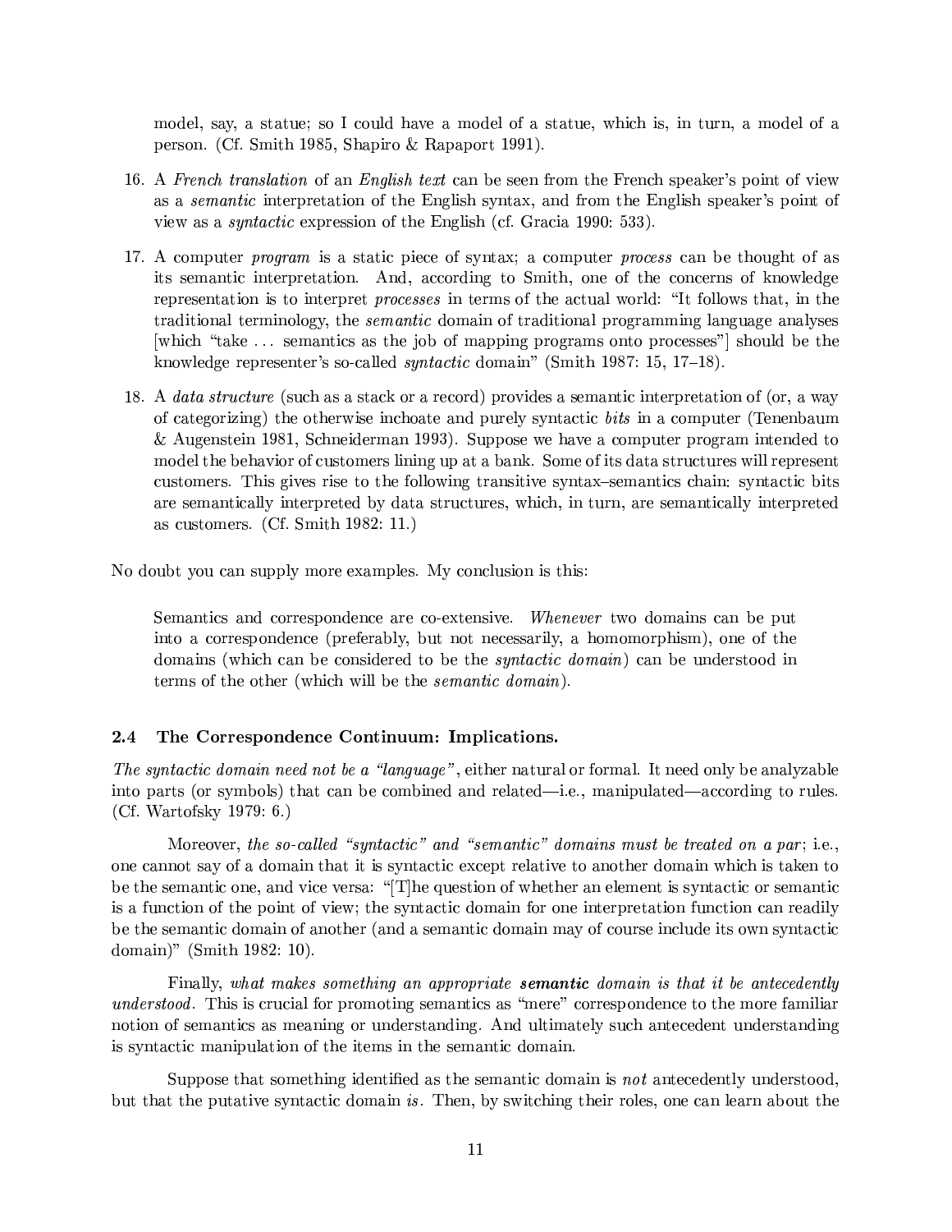model, say, a statue; so I could have a model of a statue, which is, in turn, a model of a person. (Cf. Smith 1985, Shapiro & Rapaport 1991).

16. A *French translation* of an *English text* can be seen from the French speaker's point of view as a *semantic* interpretation of the English syntax, and from the English speaker's point of view as a *syntactic* expression of the English (cf. Gracia 1990: 533).

17. A computer *program* is a static piece of syntax; a computer *process* can be thought of as its semantic interpretation. And, according to Smith, one of the concerns of knowledge representation is to interpret *processes* in terms of the actual world: "It follows that, in the traditional terminology, the *semantic* domain of traditional programming language analyses [which "take ... semantics as the job of mapping programs onto processes"] should be the knowledge representer's so-called *syntactic* domain" (Smith 1987: 15, 17–18).

18. A *data structure* (such as a stack or a record) provides a semantic interpretation of (or, a way of categorizing) the otherwise inchoate and purely syntactic *bits* in a computer (Tenenbaum & Augenstein 1981, Schneiderman 1993). Suppose we have a computer program intended to model the behavior of customers lining up at a bank. Some of its data structures will represent customers. This gives rise to the following transitive syntax–semantics chain: syntactic bits are semantically interpreted by data structures, which, in turn, are semantically interpreted as customers. (Cf. Smith 1982: 11.)

No doubt you can supply more examples. My conclusion is this:

> Semantics and correspondence are co-extensive. *Whenever* two domains can be put into a correspondence (preferably, but not necessarily, a homomorphism), one of the domains (which can be considered to be the *syntactic domain*) can be understood in terms of the other (which will be the *semantic domain*).

### 2.4 The Correspondence Continuum: Implications.

*The syntactic domain need not be a "language"*, either natural or formal. It need only be analyzable into parts (or symbols) that can be combined and related—i.e., manipulated—according to rules. (Cf. Wartofsky 1979: 6.)

Moreover, *the so-called "syntactic" and "semantic" domains must be treated on a par*; i.e., one cannot say of a domain that it is syntactic except relative to another domain which is taken to be the semantic one, and vice versa: "[T]he question of whether an element is syntactic or semantic is a function of the point of view; the syntactic domain for one interpretation function can readily be the semantic domain of another (and a semantic domain may of course include its own syntactic domain)" (Smith 1982: 10).

Finally, *what makes something an appropriate* ***semantic*** *domain is that it be antecedently understood*. This is crucial for promoting semantics as "mere" correspondence to the more familiar notion of semantics as meaning or understanding. And ultimately such antecedent understanding is syntactic manipulation of the items in the semantic domain.

Suppose that something identified as the semantic domain is *not* antecedently understood, but that the putative syntactic domain *is*. Then, by switching their roles, one can learn about the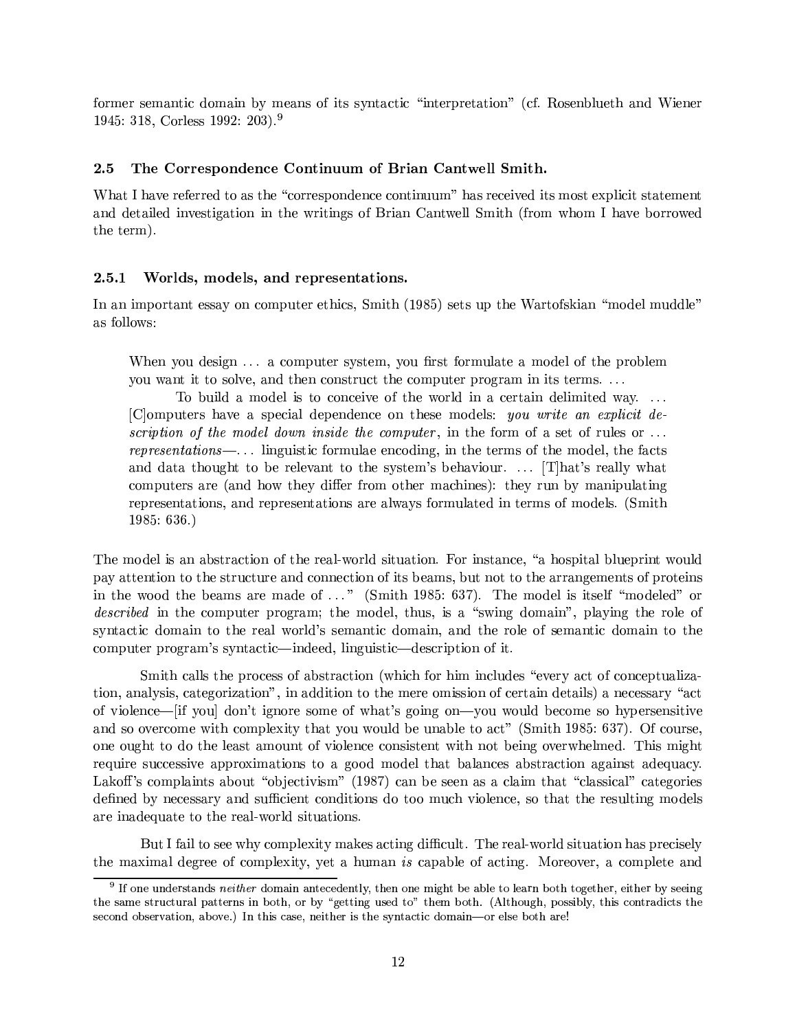former semantic domain by means of its syntactic "interpretation" (cf. Rosenblueth and Wiener 1945: 318, Corless 1992: 203).[9]

## 2.5 The Correspondence Continuum of Brian Cantwell Smith.

What I have referred to as the "correspondence continuum" has received its most explicit statement and detailed investigation in the writings of Brian Cantwell Smith (from whom I have borrowed the term).

### 2.5.1 Worlds, models, and representations.

In an important essay on computer ethics, Smith (1985) sets up the Wartofskian "model muddle" as follows:

> When you design ... a computer system, you first formulate a model of the problem you want it to solve, and then construct the computer program in its terms. ...
>
> To build a model is to conceive of the world in a certain delimited way. ... [C]omputers have a special dependence on these models: *you write an explicit description of the model down inside the computer*, in the form of a set of rules or ... *representations*—... linguistic formulae encoding, in the terms of the model, the facts and data thought to be relevant to the system's behaviour. ... [T]hat's really what computers are (and how they differ from other machines): they run by manipulating representations, and representations are always formulated in terms of models. (Smith 1985: 636.)

The model is an abstraction of the real-world situation. For instance, "a hospital blueprint would pay attention to the structure and connection of its beams, but not to the arrangements of proteins in the wood the beams are made of ..." (Smith 1985: 637). The model is itself "modeled" or *described* in the computer program; the model, thus, is a "swing domain", playing the role of syntactic domain to the real world's semantic domain, and the role of semantic domain to the computer program's syntactic—indeed, linguistic—description of it.

Smith calls the process of abstraction (which for him includes "every act of conceptualization, analysis, categorization", in addition to the mere omission of certain details) a necessary "act of violence—[if you] don't ignore some of what's going on—you would become so hypersensitive and so overcome with complexity that you would be unable to act" (Smith 1985: 637). Of course, one ought to do the least amount of violence consistent with not being overwhelmed. This might require successive approximations to a good model that balances abstraction against adequacy. Lakoff's complaints about "objectivism" (1987) can be seen as a claim that "classical" categories defined by necessary and sufficient conditions do too much violence, so that the resulting models are inadequate to the real-world situations.

But I fail to see why complexity makes acting difficult. The real-world situation has precisely the maximal degree of complexity, yet a human *is* capable of acting. Moreover, a complete and

[9] If one understands *neither* domain antecedently, then one might be able to learn both together, either by seeing the same structural patterns in both, or by "getting used to" them both. (Although, possibly, this contradicts the second observation, above.) In this case, neither is the syntactic domain—or else both are!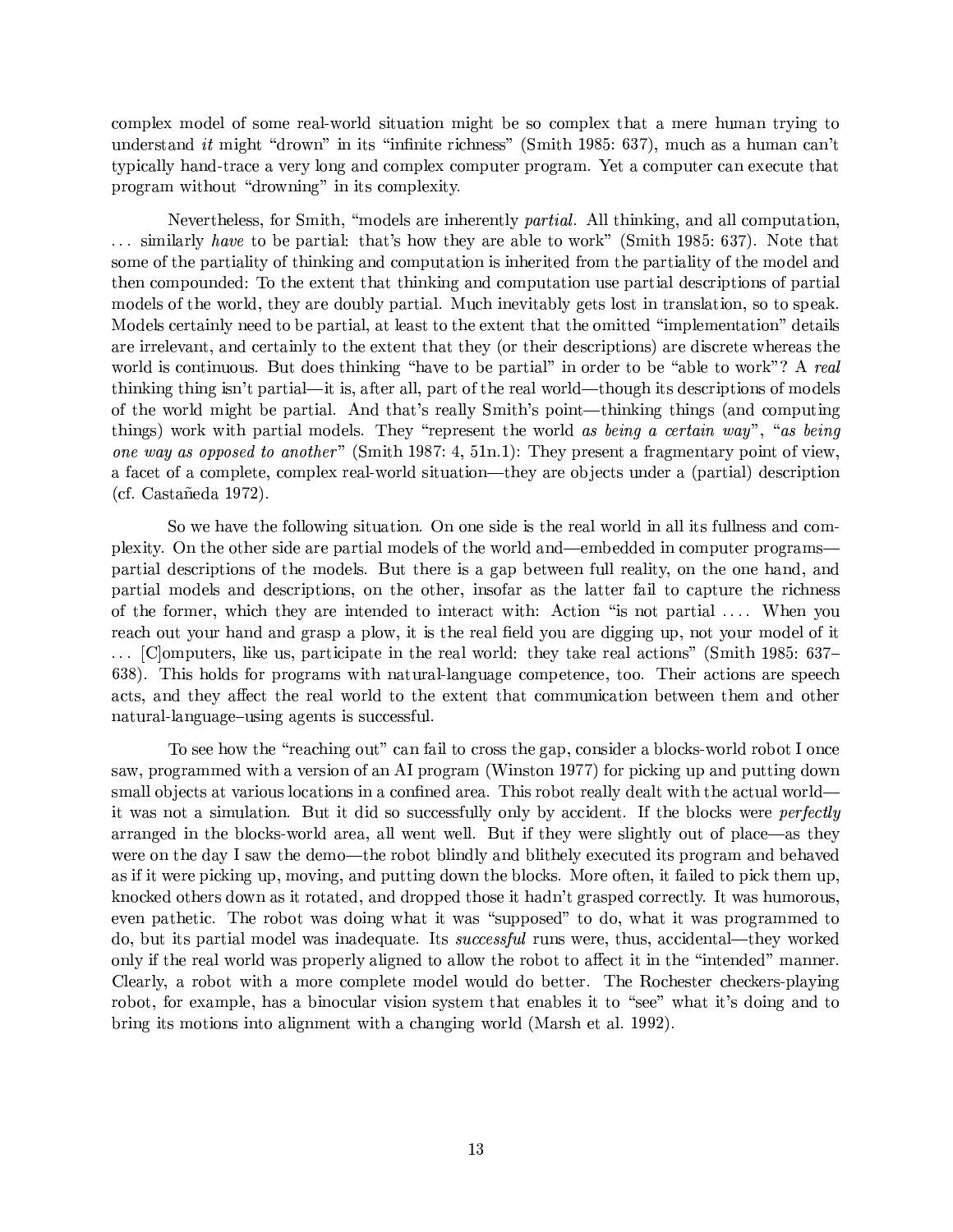complex model of some real-world situation might be so complex that a mere human trying to understand *it* might "drown" in its "infinite richness" (Smith 1985: 637), much as a human can't typically hand-trace a very long and complex computer program. Yet a computer can execute that program without "drowning" in its complexity.

Nevertheless, for Smith, "models are inherently *partial*. All thinking, and all computation, ... similarly *have* to be partial: that's how they are able to work" (Smith 1985: 637). Note that some of the partiality of thinking and computation is inherited from the partiality of the model and then compounded: To the extent that thinking and computation use partial descriptions of partial models of the world, they are doubly partial. Much inevitably gets lost in translation, so to speak. Models certainly need to be partial, at least to the extent that the omitted "implementation" details are irrelevant, and certainly to the extent that they (or their descriptions) are discrete whereas the world is continuous. But does thinking "have to be partial" in order to be "able to work"? A *real* thinking thing isn't partial—it is, after all, part of the real world—though its descriptions of models of the world might be partial. And that's really Smith's point—thinking things (and computing things) work with partial models. They "represent the world *as being a certain way*", "*as being one way as opposed to another*" (Smith 1987: 4, 51n.1): They present a fragmentary point of view, a facet of a complete, complex real-world situation—they are objects under a (partial) description (cf. Castañeda 1972).

So we have the following situation. On one side is the real world in all its fullness and complexity. On the other side are partial models of the world and—embedded in computer programs—partial descriptions of the models. But there is a gap between full reality, on the one hand, and partial models and descriptions, on the other, insofar as the latter fail to capture the richness of the former, which they are intended to interact with: Action "is not partial .... When you reach out your hand and grasp a plow, it is the real field you are digging up, not your model of it ... [C]omputers, like us, participate in the real world: they take real actions" (Smith 1985: 637–638). This holds for programs with natural-language competence, too. Their actions are speech acts, and they affect the real world to the extent that communication between them and other natural-language–using agents is successful.

To see how the "reaching out" can fail to cross the gap, consider a blocks-world robot I once saw, programmed with a version of an AI program (Winston 1977) for picking up and putting down small objects at various locations in a confined area. This robot really dealt with the actual world—it was not a simulation. But it did so successfully only by accident. If the blocks were *perfectly* arranged in the blocks-world area, all went well. But if they were slightly out of place—as they were on the day I saw the demo—the robot blindly and blithely executed its program and behaved as if it were picking up, moving, and putting down the blocks. More often, it failed to pick them up, knocked others down as it rotated, and dropped those it hadn't grasped correctly. It was humorous, even pathetic. The robot was doing what it was "supposed" to do, what it was programmed to do, but its partial model was inadequate. Its *successful* runs were, thus, accidental—they worked only if the real world was properly aligned to allow the robot to affect it in the "intended" manner. Clearly, a robot with a more complete model would do better. The Rochester checkers-playing robot, for example, has a binocular vision system that enables it to "see" what it's doing and to bring its motions into alignment with a changing world (Marsh et al. 1992).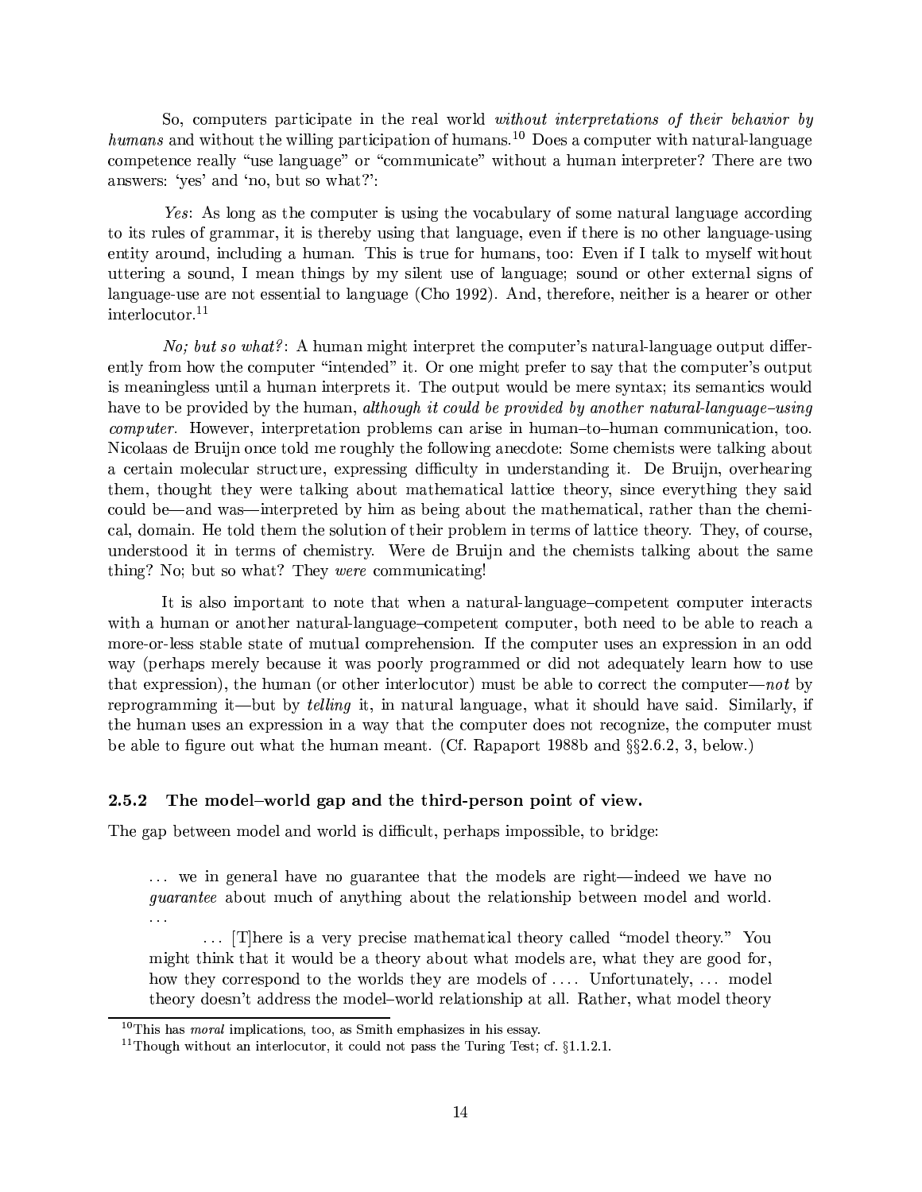So, computers participate in the real world *without interpretations of their behavior by humans* and without the willing participation of humans.[10] Does a computer with natural-language competence really "use language" or "communicate" without a human interpreter? There are two answers: 'yes' and 'no, but so what?':

*Yes*: As long as the computer is using the vocabulary of some natural language according to its rules of grammar, it is thereby using that language, even if there is no other language-using entity around, including a human. This is true for humans, too: Even if I talk to myself without uttering a sound, I mean things by my silent use of language; sound or other external signs of language-use are not essential to language (Cho 1992). And, therefore, neither is a hearer or other interlocutor.[11]

*No; but so what?*: A human might interpret the computer's natural-language output differently from how the computer "intended" it. Or one might prefer to say that the computer's output is meaningless until a human interprets it. The output would be mere syntax; its semantics would have to be provided by the human, *although it could be provided by another natural-language–using computer*. However, interpretation problems can arise in human–to–human communication, too. Nicolaas de Bruijn once told me roughly the following anecdote: Some chemists were talking about a certain molecular structure, expressing difficulty in understanding it. De Bruijn, overhearing them, thought they were talking about mathematical lattice theory, since everything they said could be—and was—interpreted by him as being about the mathematical, rather than the chemical, domain. He told them the solution of their problem in terms of lattice theory. They, of course, understood it in terms of chemistry. Were de Bruijn and the chemists talking about the same thing? No; but so what? They *were* communicating!

It is also important to note that when a natural-language–competent computer interacts with a human or another natural-language–competent computer, both need to be able to reach a more-or-less stable state of mutual comprehension. If the computer uses an expression in an odd way (perhaps merely because it was poorly programmed or did not adequately learn how to use that expression), the human (or other interlocutor) must be able to correct the computer—*not* by reprogramming it—but by *telling* it, in natural language, what it should have said. Similarly, if the human uses an expression in a way that the computer does not recognize, the computer must be able to figure out what the human meant. (Cf. Rapaport 1988b and §§2.6.2, 3, below.)

### 2.5.2 The model–world gap and the third-person point of view.

The gap between model and world is difficult, perhaps impossible, to bridge:

> ... we in general have no guarantee that the models are right—indeed we have no *guarantee* about much of anything about the relationship between model and world. ...
>
> ... [T]here is a very precise mathematical theory called "model theory." You might think that it would be a theory about what models are, what they are good for, how they correspond to the worlds they are models of .... Unfortunately, ... model theory doesn't address the model–world relationship at all. Rather, what model theory

[10] This has *moral* implications, too, as Smith emphasizes in his essay.

[11] Though without an interlocutor, it could not pass the Turing Test; cf. §1.1.2.1.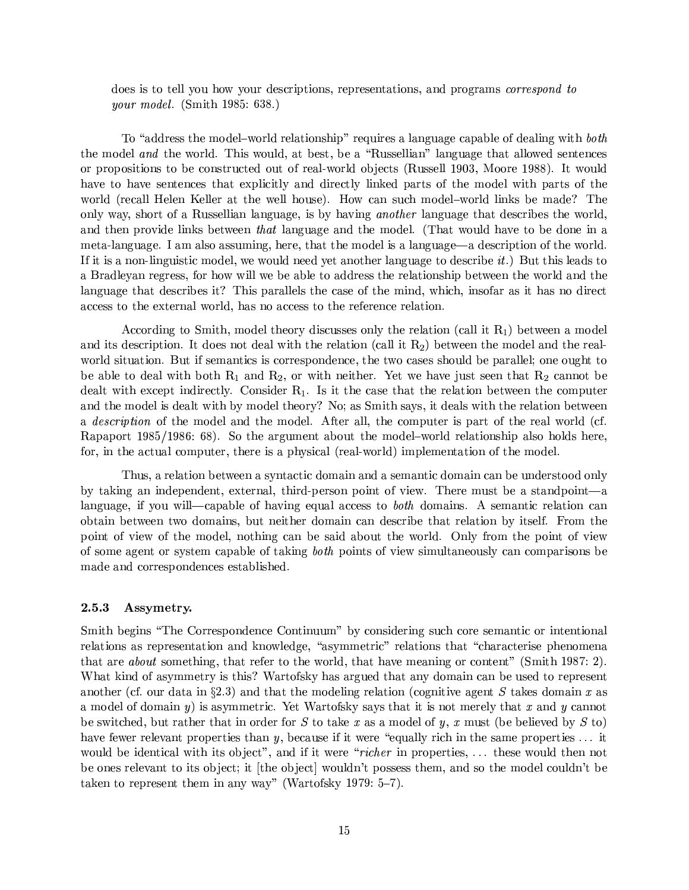> does is to tell you how your descriptions, representations, and programs *correspond to your model*. (Smith 1985: 638.)

To "address the model–world relationship" requires a language capable of dealing with *both* the model *and* the world. This would, at best, be a "Russellian" language that allowed sentences or propositions to be constructed out of real-world objects (Russell 1903, Moore 1988). It would have to have sentences that explicitly and directly linked parts of the model with parts of the world (recall Helen Keller at the well house). How can such model–world links be made? The only way, short of a Russellian language, is by having *another* language that describes the world, and then provide links between *that* language and the model. (That would have to be done in a meta-language. I am also assuming, here, that the model is a language—a description of the world. If it is a non-linguistic model, we would need yet another language to describe *it*.) But this leads to a Bradleyan regress, for how will we be able to address the relationship between the world and the language that describes it? This parallels the case of the mind, which, insofar as it has no direct access to the external world, has no access to the reference relation.

According to Smith, model theory discusses only the relation (call it $R_1$) between a model and its description. It does not deal with the relation (call it $R_2$) between the model and the real-world situation. But if semantics is correspondence, the two cases should be parallel; one ought to be able to deal with both $R_1$ and $R_2$, or with neither. Yet we have just seen that $R_2$ cannot be dealt with except indirectly. Consider $R_1$. Is it the case that the relation between the computer and the model is dealt with by model theory? No; as Smith says, it deals with the relation between a *description* of the model and the model. After all, the computer is part of the real world (cf. Rapaport 1985/1986: 68). So the argument about the model–world relationship also holds here, for, in the actual computer, there is a physical (real-world) implementation of the model.

Thus, a relation between a syntactic domain and a semantic domain can be understood only by taking an independent, external, third-person point of view. There must be a standpoint—a language, if you will—capable of having equal access to *both* domains. A semantic relation can obtain between two domains, but neither domain can describe that relation by itself. From the point of view of the model, nothing can be said about the world. Only from the point of view of some agent or system capable of taking *both* points of view simultaneously can comparisons be made and correspondences established.

### 2.5.3 Assymetry.

Smith begins "The Correspondence Continuum" by considering such core semantic or intentional relations as representation and knowledge, "asymmetric" relations that "characterise phenomena that are *about* something, that refer to the world, that have meaning or content" (Smith 1987: 2). What kind of asymmetry is this? Wartofsky has argued that any domain can be used to represent another (cf. our data in §2.3) and that the modeling relation (cognitive agent $S$ takes domain $x$ as a model of domain $y$) is asymmetric. Yet Wartofsky says that it is not merely that $x$ and $y$ cannot be switched, but rather that in order for $S$ to take $x$ as a model of $y$, $x$ must (be believed by $S$ to) have fewer relevant properties than $y$, because if it were "equally rich in the same properties ... it would be identical with its object", and if it were "*richer* in properties, ... these would then not be ones relevant to its object; it [the object] wouldn't possess them, and so the model couldn't be taken to represent them in any way" (Wartofsky 1979: 5–7).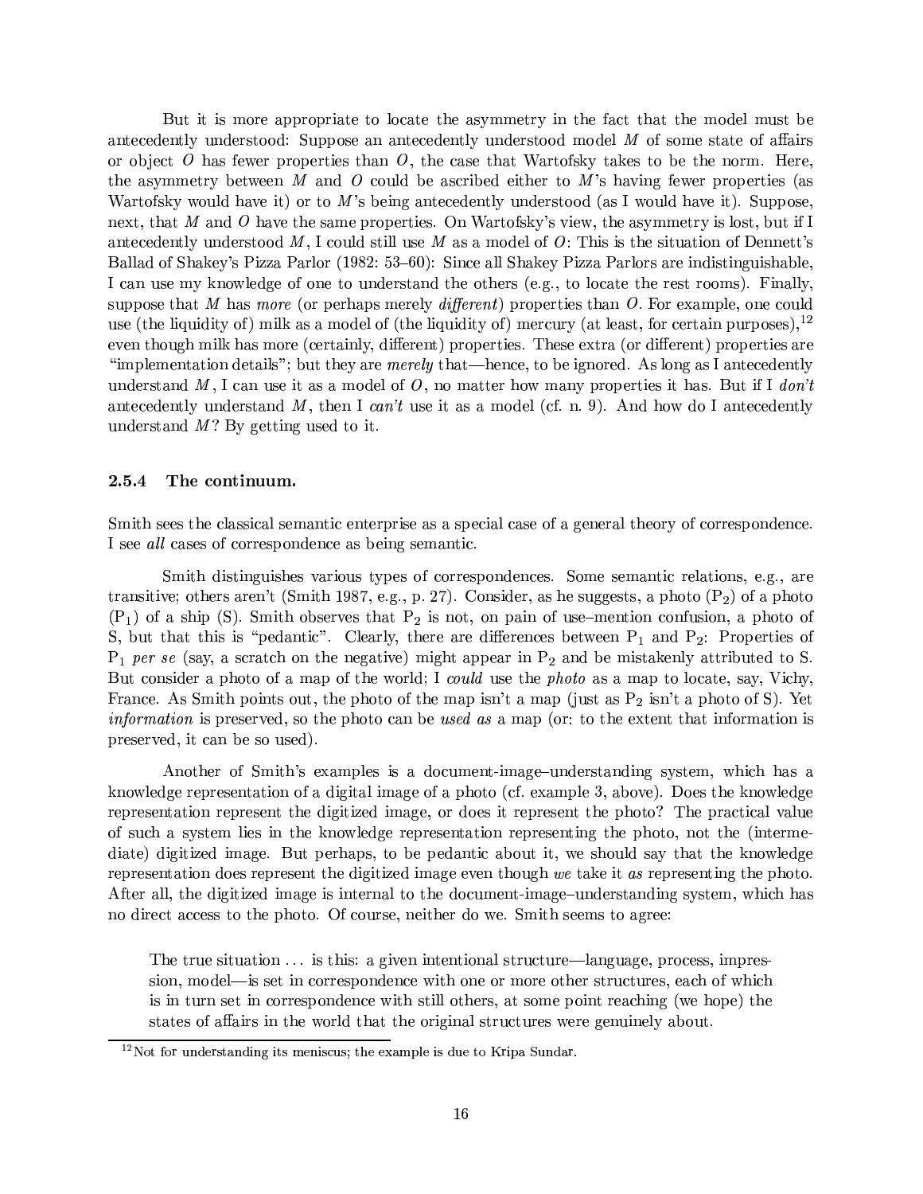But it is more appropriate to locate the asymmetry in the fact that the model must be antecedently understood: Suppose an antecedently understood model $M$ of some state of affairs or object $O$ has fewer properties than $O$, the case that Wartofsky takes to be the norm. Here, the asymmetry between $M$ and $O$ could be ascribed either to $M$'s having fewer properties (as Wartofsky would have it) or to $M$'s being antecedently understood (as I would have it). Suppose, next, that $M$ and $O$ have the same properties. On Wartofsky's view, the asymmetry is lost, but if I antecedently understood $M$, I could still use $M$ as a model of $O$: This is the situation of Dennett's Ballad of Shakey's Pizza Parlor (1982: 53–60): Since all Shakey Pizza Parlors are indistinguishable, I can use my knowledge of one to understand the others (e.g., to locate the rest rooms). Finally, suppose that $M$ has *more* (or perhaps merely *different*) properties than $O$. For example, one could use (the liquidity of) milk as a model of (the liquidity of) mercury (at least, for certain purposes),[12] even though milk has more (certainly, different) properties. These extra (or different) properties are "implementation details"; but they are *merely* that—hence, to be ignored. As long as I antecedently understand $M$, I can use it as a model of $O$, no matter how many properties it has. But if I *don't* antecedently understand $M$, then I *can't* use it as a model (cf. n. 9). And how do I antecedently understand $M$? By getting used to it.

### 2.5.4 The continuum.

Smith sees the classical semantic enterprise as a special case of a general theory of correspondence. I see *all* cases of correspondence as being semantic.

Smith distinguishes various types of correspondences. Some semantic relations, e.g., are transitive; others aren't (Smith 1987, e.g., p. 27). Consider, as he suggests, a photo ($P_2$) of a photo ($P_1$) of a ship (S). Smith observes that $P_2$ is not, on pain of use–mention confusion, a photo of S, but that this is "pedantic". Clearly, there are differences between $P_1$ and $P_2$: Properties of $P_1$ *per se* (say, a scratch on the negative) might appear in $P_2$ and be mistakenly attributed to S. But consider a photo of a map of the world; I *could* use the *photo* as a map to locate, say, Vichy, France. As Smith points out, the photo of the map isn't a map (just as $P_2$ isn't a photo of S). Yet *information* is preserved, so the photo can be *used as* a map (or: to the extent that information is preserved, it can be so used).

Another of Smith's examples is a document-image–understanding system, which has a knowledge representation of a digital image of a photo (cf. example 3, above). Does the knowledge representation represent the digitized image, or does it represent the photo? The practical value of such a system lies in the knowledge representation representing the photo, not the (intermediate) digitized image. But perhaps, to be pedantic about it, we should say that the knowledge representation does represent the digitized image even though *we* take it *as* representing the photo. After all, the digitized image is internal to the document-image–understanding system, which has no direct access to the photo. Of course, neither do we. Smith seems to agree:

> The true situation ... is this: a given intentional structure—language, process, impression, model—is set in correspondence with one or more other structures, each of which is in turn set in correspondence with still others, at some point reaching (we hope) the states of affairs in the world that the original structures were genuinely about.

[12] Not for understanding its meniscus; the example is due to Kripa Sundar.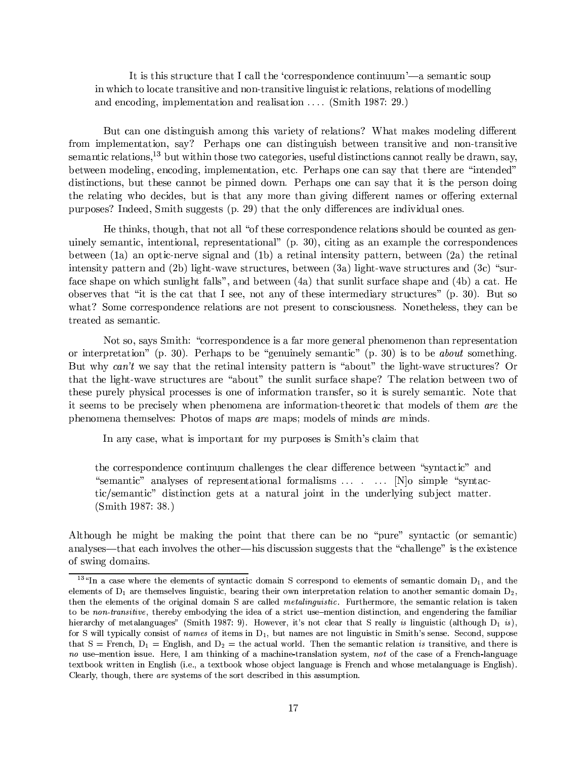> It is this structure that I call the 'correspondence continuum'—a semantic soup in which to locate transitive and non-transitive linguistic relations, relations of modelling and encoding, implementation and realisation .... (Smith 1987: 29.)

But can one distinguish among this variety of relations? What makes modeling different from implementation, say? Perhaps one can distinguish between transitive and non-transitive semantic relations,[13] but within those two categories, useful distinctions cannot really be drawn, say, between modeling, encoding, implementation, etc. Perhaps one can say that there are "intended" distinctions, but these cannot be pinned down. Perhaps one can say that it is the person doing the relating who decides, but is that any more than giving different names or offering external purposes? Indeed, Smith suggests (p. 29) that the only differences are individual ones.

He thinks, though, that not all "of these correspondence relations should be counted as genuinely semantic, intentional, representational" (p. 30), citing as an example the correspondences between (1a) an optic-nerve signal and (1b) a retinal intensity pattern, between (2a) the retinal intensity pattern and (2b) light-wave structures, between (3a) light-wave structures and (3c) "surface shape on which sunlight falls", and between (4a) that sunlit surface shape and (4b) a cat. He observes that "it is the cat that I see, not any of these intermediary structures" (p. 30). But so what? Some correspondence relations are not present to consciousness. Nonetheless, they can be treated as semantic.

Not so, says Smith: "correspondence is a far more general phenomenon than representation or interpretation" (p. 30). Perhaps to be "genuinely semantic" (p. 30) is to be *about* something. But why *can't* we say that the retinal intensity pattern is "about" the light-wave structures? Or that the light-wave structures are "about" the sunlit surface shape? The relation between two of these purely physical processes is one of information transfer, so it is surely semantic. Note that it seems to be precisely when phenomena are information-theoretic that models of them *are* the phenomena themselves: Photos of maps *are* maps; models of minds *are* minds.

In any case, what is important for my purposes is Smith's claim that

> the correspondence continuum challenges the clear difference between "syntactic" and "semantic" analyses of representational formalisms ... . ... [N]o simple "syntactic/semantic" distinction gets at a natural joint in the underlying subject matter. (Smith 1987: 38.)

Although he might be making the point that there can be no "pure" syntactic (or semantic) analyses—that each involves the other—his discussion suggests that the "challenge" is the existence of swing domains.

---

[13] "In a case where the elements of syntactic domain S correspond to elements of semantic domain $D_1$, and the elements of $D_1$ are themselves linguistic, bearing their own interpretation relation to another semantic domain $D_2$, then the elements of the original domain S are called *metalinguistic*. Furthermore, the semantic relation is taken to be *non-transitive*, thereby embodying the idea of a strict use–mention distinction, and engendering the familiar hierarchy of metalanguages" (Smith 1987: 9). However, it's not clear that S really *is* linguistic (although $D_1$ *is*), for S will typically consist of *names* of items in $D_1$, but names are not linguistic in Smith's sense. Second, suppose that S = French, $D_1$ = English, and $D_2$ = the actual world. Then the semantic relation *is* transitive, and there is *no* use–mention issue. Here, I am thinking of a machine-translation system, *not* of the case of a French-language textbook written in English (i.e., a textbook whose object language is French and whose metalanguage is English). Clearly, though, there *are* systems of the sort described in this assumption.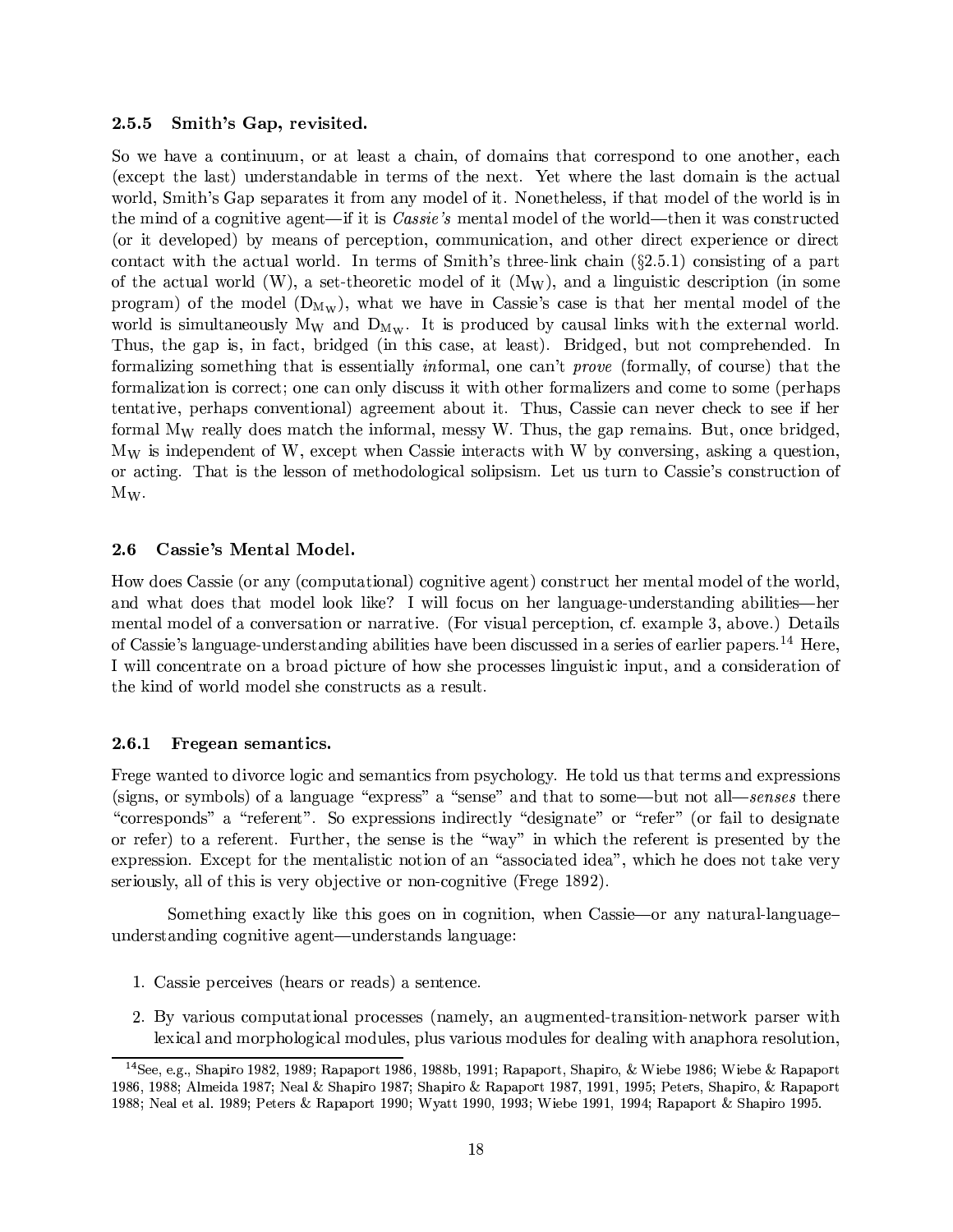### 2.5.5 Smith's Gap, revisited.

So we have a continuum, or at least a chain, of domains that correspond to one another, each (except the last) understandable in terms of the next. Yet where the last domain is the actual world, Smith's Gap separates it from any model of it. Nonetheless, if that model of the world is in the mind of a cognitive agent—if it is *Cassie's* mental model of the world—then it was constructed (or it developed) by means of perception, communication, and other direct experience or direct contact with the actual world. In terms of Smith's three-link chain (§2.5.1) consisting of a part of the actual world (W), a set-theoretic model of it ($M_W$), and a linguistic description (in some program) of the model ($D_{M_W}$), what we have in Cassie's case is that her mental model of the world is simultaneously $M_W$ and $D_{M_W}$. It is produced by causal links with the external world. Thus, the gap is, in fact, bridged (in this case, at least). Bridged, but not comprehended. In formalizing something that is essentially *in*formal, one can't *prove* (formally, of course) that the formalization is correct; one can only discuss it with other formalizers and come to some (perhaps tentative, perhaps conventional) agreement about it. Thus, Cassie can never check to see if her formal $M_W$ really does match the informal, messy W. Thus, the gap remains. But, once bridged, $M_W$ is independent of W, except when Cassie interacts with W by conversing, asking a question, or acting. That is the lesson of methodological solipsism. Let us turn to Cassie's construction of $M_W$.

## 2.6 Cassie's Mental Model.

How does Cassie (or any (computational) cognitive agent) construct her mental model of the world, and what does that model look like? I will focus on her language-understanding abilities—her mental model of a conversation or narrative. (For visual perception, cf. example 3, above.) Details of Cassie's language-understanding abilities have been discussed in a series of earlier papers.[14] Here, I will concentrate on a broad picture of how she processes linguistic input, and a consideration of the kind of world model she constructs as a result.

### 2.6.1 Fregean semantics.

Frege wanted to divorce logic and semantics from psychology. He told us that terms and expressions (signs, or symbols) of a language "express" a "sense" and that to some—but not all—*senses* there "corresponds" a "referent". So expressions indirectly "designate" or "refer" (or fail to designate or refer) to a referent. Further, the sense is the "way" in which the referent is presented by the expression. Except for the mentalistic notion of an "associated idea", which he does not take very seriously, all of this is very objective or non-cognitive (Frege 1892).

Something exactly like this goes on in cognition, when Cassie—or any natural-language–understanding cognitive agent—understands language:

1. Cassie perceives (hears or reads) a sentence.
2. By various computational processes (namely, an augmented-transition-network parser with lexical and morphological modules, plus various modules for dealing with anaphora resolution,

[14] See, e.g., Shapiro 1982, 1989; Rapaport 1986, 1988b, 1991; Rapaport, Shapiro, & Wiebe 1986; Wiebe & Rapaport 1986, 1988; Almeida 1987; Neal & Shapiro 1987; Shapiro & Rapaport 1987, 1991, 1995; Peters, Shapiro, & Rapaport 1988; Neal et al. 1989; Peters & Rapaport 1990; Wyatt 1990, 1993; Wiebe 1991, 1994; Rapaport & Shapiro 1995.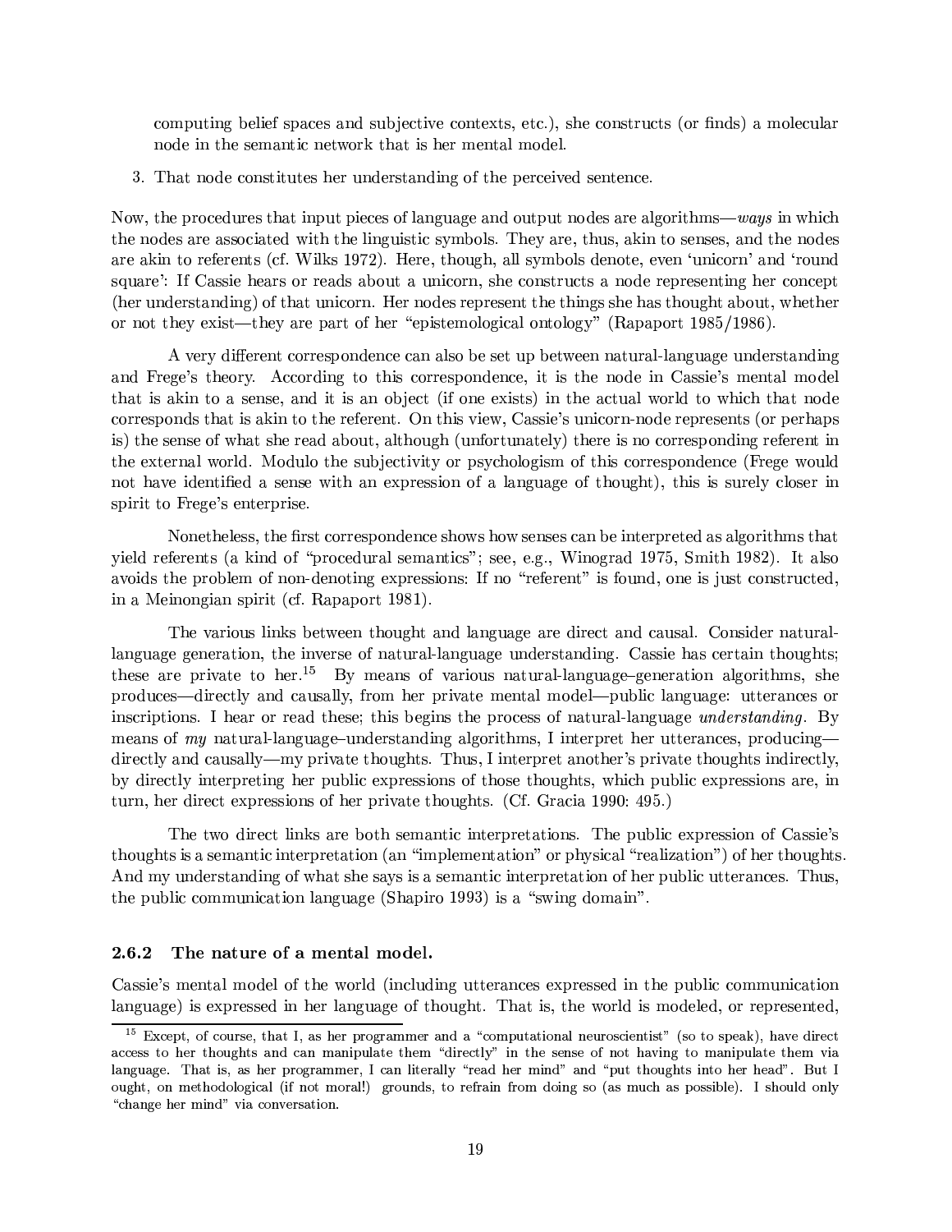computing belief spaces and subjective contexts, etc.), she constructs (or finds) a molecular node in the semantic network that is her mental model.

3. That node constitutes her understanding of the perceived sentence.

Now, the procedures that input pieces of language and output nodes are algorithms—*ways* in which the nodes are associated with the linguistic symbols. They are, thus, akin to senses, and the nodes are akin to referents (cf. Wilks 1972). Here, though, all symbols denote, even 'unicorn' and 'round square': If Cassie hears or reads about a unicorn, she constructs a node representing her concept (her understanding) of that unicorn. Her nodes represent the things she has thought about, whether or not they exist—they are part of her "epistemological ontology" (Rapaport 1985/1986).

A very different correspondence can also be set up between natural-language understanding and Frege's theory. According to this correspondence, it is the node in Cassie's mental model that is akin to a sense, and it is an object (if one exists) in the actual world to which that node corresponds that is akin to the referent. On this view, Cassie's unicorn-node represents (or perhaps is) the sense of what she read about, although (unfortunately) there is no corresponding referent in the external world. Modulo the subjectivity or psychologism of this correspondence (Frege would not have identified a sense with an expression of a language of thought), this is surely closer in spirit to Frege's enterprise.

Nonetheless, the first correspondence shows how senses can be interpreted as algorithms that yield referents (a kind of "procedural semantics"; see, e.g., Winograd 1975, Smith 1982). It also avoids the problem of non-denoting expressions: If no "referent" is found, one is just constructed, in a Meinongian spirit (cf. Rapaport 1981).

The various links between thought and language are direct and causal. Consider natural-language generation, the inverse of natural-language understanding. Cassie has certain thoughts; these are private to her.[15] By means of various natural-language–generation algorithms, she produces—directly and causally, from her private mental model—public language: utterances or inscriptions. I hear or read these; this begins the process of natural-language *understanding*. By means of *my* natural-language–understanding algorithms, I interpret her utterances, producing—directly and causally—my private thoughts. Thus, I interpret another's private thoughts indirectly, by directly interpreting her public expressions of those thoughts, which public expressions are, in turn, her direct expressions of her private thoughts. (Cf. Gracia 1990: 495.)

The two direct links are both semantic interpretations. The public expression of Cassie's thoughts is a semantic interpretation (an "implementation" or physical "realization") of her thoughts. And my understanding of what she says is a semantic interpretation of her public utterances. Thus, the public communication language (Shapiro 1993) is a "swing domain".

### 2.6.2 The nature of a mental model.

Cassie's mental model of the world (including utterances expressed in the public communication language) is expressed in her language of thought. That is, the world is modeled, or represented,

[15] Except, of course, that I, as her programmer and a "computational neuroscientist" (so to speak), have direct access to her thoughts and can manipulate them "directly" in the sense of not having to manipulate them via language. That is, as her programmer, I can literally "read her mind" and "put thoughts into her head". But I ought, on methodological (if not moral!) grounds, to refrain from doing so (as much as possible). I should only "change her mind" via conversation.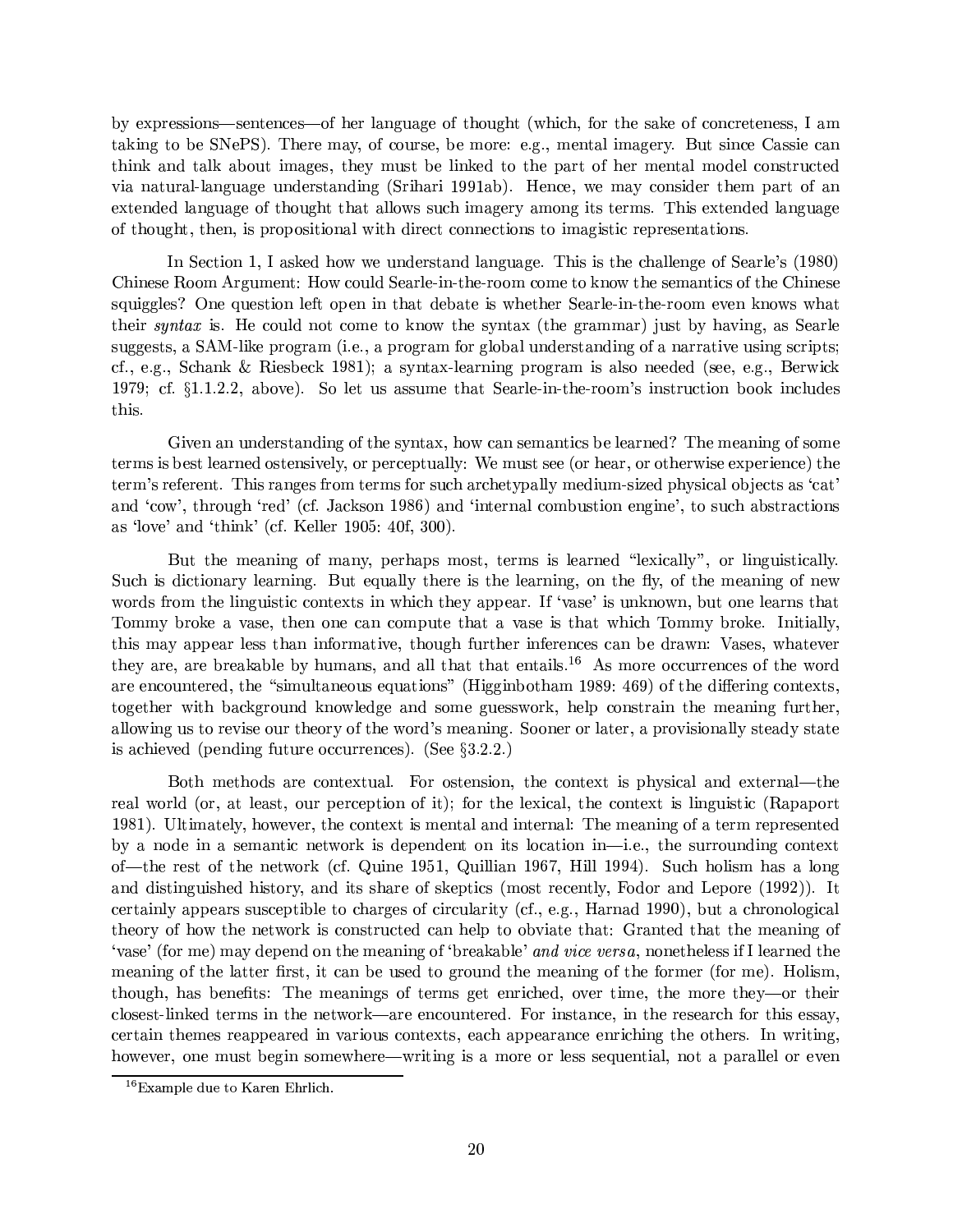by expressions—sentences—of her language of thought (which, for the sake of concreteness, I am taking to be SNePS). There may, of course, be more: e.g., mental imagery. But since Cassie can think and talk about images, they must be linked to the part of her mental model constructed via natural-language understanding (Srihari 1991ab). Hence, we may consider them part of an extended language of thought that allows such imagery among its terms. This extended language of thought, then, is propositional with direct connections to imagistic representations.

In Section 1, I asked how we understand language. This is the challenge of Searle's (1980) Chinese Room Argument: How could Searle-in-the-room come to know the semantics of the Chinese squiggles? One question left open in that debate is whether Searle-in-the-room even knows what their *syntax* is. He could not come to know the syntax (the grammar) just by having, as Searle suggests, a SAM-like program (i.e., a program for global understanding of a narrative using scripts; cf., e.g., Schank & Riesbeck 1981); a syntax-learning program is also needed (see, e.g., Berwick 1979; cf. §1.1.2.2, above). So let us assume that Searle-in-the-room's instruction book includes this.

Given an understanding of the syntax, how can semantics be learned? The meaning of some terms is best learned ostensively, or perceptually: We must see (or hear, or otherwise experience) the term's referent. This ranges from terms for such archetypally medium-sized physical objects as 'cat' and 'cow', through 'red' (cf. Jackson 1986) and 'internal combustion engine', to such abstractions as 'love' and 'think' (cf. Keller 1905: 40f, 300).

But the meaning of many, perhaps most, terms is learned "lexically", or linguistically. Such is dictionary learning. But equally there is the learning, on the fly, of the meaning of new words from the linguistic contexts in which they appear. If 'vase' is unknown, but one learns that Tommy broke a vase, then one can compute that a vase is that which Tommy broke. Initially, this may appear less than informative, though further inferences can be drawn: Vases, whatever they are, are breakable by humans, and all that that entails.[16] As more occurrences of the word are encountered, the "simultaneous equations" (Higginbotham 1989: 469) of the differing contexts, together with background knowledge and some guesswork, help constrain the meaning further, allowing us to revise our theory of the word's meaning. Sooner or later, a provisionally steady state is achieved (pending future occurrences). (See §3.2.2.)

Both methods are contextual. For ostension, the context is physical and external—the real world (or, at least, our perception of it); for the lexical, the context is linguistic (Rapaport 1981). Ultimately, however, the context is mental and internal: The meaning of a term represented by a node in a semantic network is dependent on its location in—i.e., the surrounding context of—the rest of the network (cf. Quine 1951, Quillian 1967, Hill 1994). Such holism has a long and distinguished history, and its share of skeptics (most recently, Fodor and Lepore (1992)). It certainly appears susceptible to charges of circularity (cf., e.g., Harnad 1990), but a chronological theory of how the network is constructed can help to obviate that: Granted that the meaning of 'vase' (for me) may depend on the meaning of 'breakable' *and vice versa*, nonetheless if I learned the meaning of the latter first, it can be used to ground the meaning of the former (for me). Holism, though, has benefits: The meanings of terms get enriched, over time, the more they—or their closest-linked terms in the network—are encountered. For instance, in the research for this essay, certain themes reappeared in various contexts, each appearance enriching the others. In writing, however, one must begin somewhere—writing is a more or less sequential, not a parallel or even

[16] Example due to Karen Ehrlich.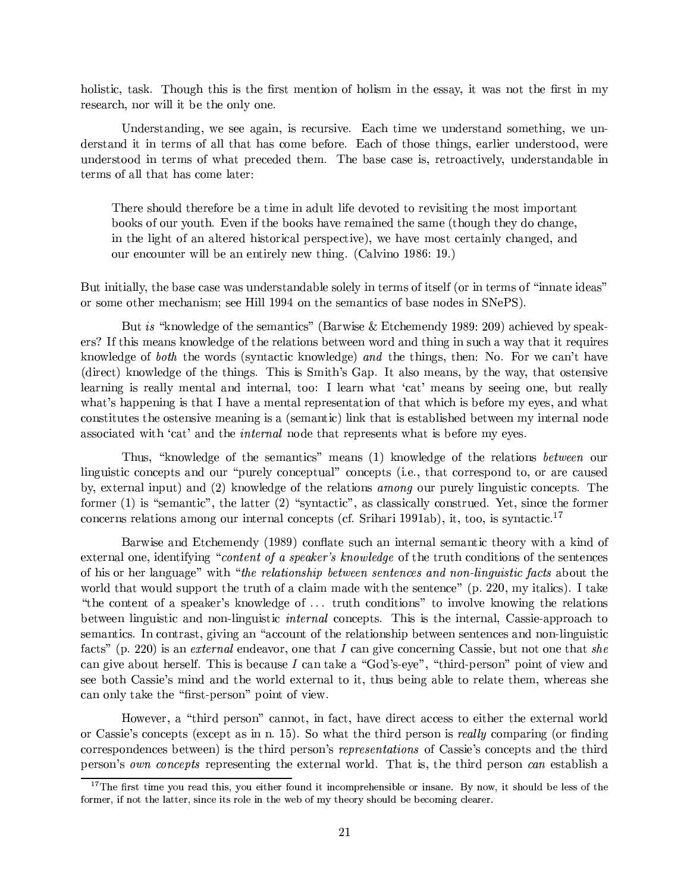holistic, task. Though this is the first mention of holism in the essay, it was not the first in my research, nor will it be the only one.

Understanding, we see again, is recursive. Each time we understand something, we understand it in terms of all that has come before. Each of those things, earlier understood, were understood in terms of what preceded them. The base case is, retroactively, understandable in terms of all that has come later:

> There should therefore be a time in adult life devoted to revisiting the most important books of our youth. Even if the books have remained the same (though they do change, in the light of an altered historical perspective), we have most certainly changed, and our encounter will be an entirely new thing. (Calvino 1986: 19.)

But initially, the base case was understandable solely in terms of itself (or in terms of "innate ideas" or some other mechanism; see Hill 1994 on the semantics of base nodes in SNePS).

But *is* "knowledge of the semantics" (Barwise & Etchemendy 1989: 209) achieved by speakers? If this means knowledge of the relations between word and thing in such a way that it requires knowledge of *both* the words (syntactic knowledge) *and* the things, then: No. For we can't have (direct) knowledge of the things. This is Smith's Gap. It also means, by the way, that ostensive learning is really mental and internal, too: I learn what 'cat' means by seeing one, but really what's happening is that I have a mental representation of that which is before my eyes, and what constitutes the ostensive meaning is a (semantic) link that is established between my internal node associated with 'cat' and the *internal* node that represents what is before my eyes.

Thus, "knowledge of the semantics" means (1) knowledge of the relations *between* our linguistic concepts and our "purely conceptual" concepts (i.e., that correspond to, or are caused by, external input) and (2) knowledge of the relations *among* our purely linguistic concepts. The former (1) is "semantic", the latter (2) "syntactic", as classically construed. Yet, since the former concerns relations among our internal concepts (cf. Srihari 1991ab), it, too, is syntactic.[17]

Barwise and Etchemendy (1989) conflate such an internal semantic theory with a kind of external one, identifying "*content of a speaker's knowledge* of the truth conditions of the sentences of his or her language" with "*the relationship between sentences and non-linguistic facts* about the world that would support the truth of a claim made with the sentence" (p. 220, my italics). I take "the content of a speaker's knowledge of ... truth conditions" to involve knowing the relations between linguistic and non-linguistic *internal* concepts. This is the internal, Cassie-approach to semantics. In contrast, giving an "account of the relationship between sentences and non-linguistic facts" (p. 220) is an *external* endeavor, one that *I* can give concerning Cassie, but not one that *she* can give about herself. This is because *I* can take a "God's-eye", "third-person" point of view and see both Cassie's mind and the world external to it, thus being able to relate them, whereas she can only take the "first-person" point of view.

However, a "third person" cannot, in fact, have direct access to either the external world or Cassie's concepts (except as in n. 15). So what the third person is *really* comparing (or finding correspondences between) is the third person's *representations* of Cassie's concepts and the third person's *own concepts* representing the external world. That is, the third person *can* establish a

[17] The first time you read this, you either found it incomprehensible or insane. By now, it should be less of the former, if not the latter, since its role in the web of my theory should be becoming clearer.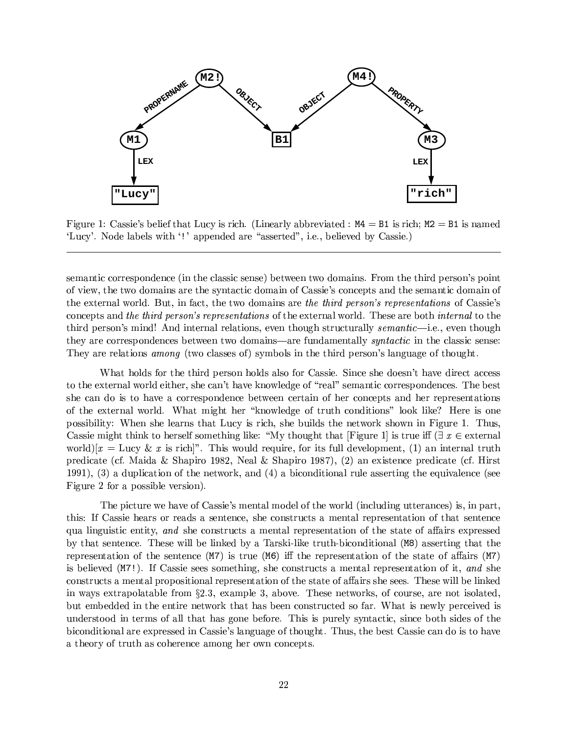Figure 1: Cassie's belief that Lucy is rich. (Linearly abbreviated : M4 = B1 is rich; M2 = B1 is named 'Lucy'. Node labels with '!' appended are "asserted", i.e., believed by Cassie.)

---

semantic correspondence (in the classic sense) between two domains. From the third person's point of view, the two domains are the syntactic domain of Cassie's concepts and the semantic domain of the external world. But, in fact, the two domains are *the third person's representations* of Cassie's concepts and *the third person's representations* of the external world. These are both *internal* to the third person's mind! And internal relations, even though structurally *semantic*—i.e., even though they are correspondences between two domains—are fundamentally *syntactic* in the classic sense: They are relations *among* (two classes of) symbols in the third person's language of thought.

What holds for the third person holds also for Cassie. Since she doesn't have direct access to the external world either, she can't have knowledge of "real" semantic correspondences. The best she can do is to have a correspondence between certain of her concepts and her representations of the external world. What might her "knowledge of truth conditions" look like? Here is one possibility: When she learns that Lucy is rich, she builds the network shown in Figure 1. Thus, Cassie might think to herself something like: "My thought that [Figure 1] is true iff ($\exists$ $x \in$ external world)[$x$ = Lucy & $x$ is rich]". This would require, for its full development, (1) an internal truth predicate (cf. Maida & Shapiro 1982, Neal & Shapiro 1987), (2) an existence predicate (cf. Hirst 1991), (3) a duplication of the network, and (4) a biconditional rule asserting the equivalence (see Figure 2 for a possible version).

The picture we have of Cassie's mental model of the world (including utterances) is, in part, this: If Cassie hears or reads a sentence, she constructs a mental representation of that sentence qua linguistic entity, *and* she constructs a mental representation of the state of affairs expressed by that sentence. These will be linked by a Tarski-like truth-biconditional (M8) asserting that the representation of the sentence (M7) is true (M6) iff the representation of the state of affairs (M7) is believed (M7!). If Cassie sees something, she constructs a mental representation of it, *and* she constructs a mental propositional representation of the state of affairs she sees. These will be linked in ways extrapolatable from §2.3, example 3, above. These networks, of course, are not isolated, but embedded in the entire network that has been constructed so far. What is newly perceived is understood in terms of all that has gone before. This is purely syntactic, since both sides of the biconditional are expressed in Cassie's language of thought. Thus, the best Cassie can do is to have a theory of truth as coherence among her own concepts.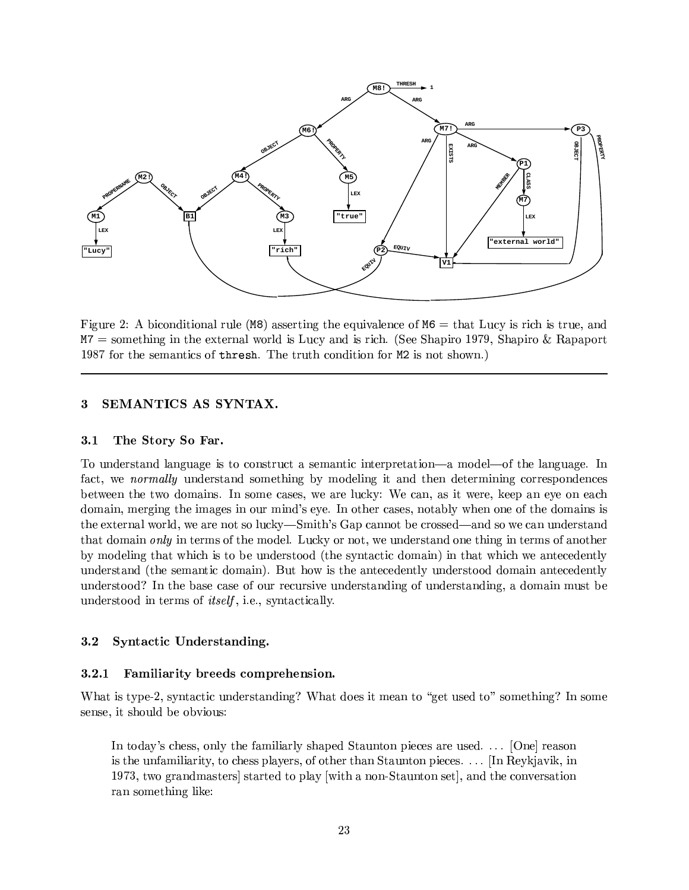Figure 2: A biconditional rule (M8) asserting the equivalence of M6 = that Lucy is rich is true, and M7 = something in the external world is Lucy and is rich. (See Shapiro 1979, Shapiro & Rapaport 1987 for the semantics of thresh. The truth condition for M2 is not shown.)

## 3 SEMANTICS AS SYNTAX.

### 3.1 The Story So Far.

To understand language is to construct a semantic interpretation—a model—of the language. In fact, we *normally* understand something by modeling it and then determining correspondences between the two domains. In some cases, we are lucky: We can, as it were, keep an eye on each domain, merging the images in our mind's eye. In other cases, notably when one of the domains is the external world, we are not so lucky—Smith's Gap cannot be crossed—and so we can understand that domain *only* in terms of the model. Lucky or not, we understand one thing in terms of another by modeling that which is to be understood (the syntactic domain) in that which we antecedently understand (the semantic domain). But how is the antecedently understood domain antecedently understood? In the base case of our recursive understanding of understanding, a domain must be understood in terms of *itself*, i.e., syntactically.

### 3.2 Syntactic Understanding.

#### 3.2.1 Familiarity breeds comprehension.

What is type-2, syntactic understanding? What does it mean to "get used to" something? In some sense, it should be obvious:

> In today's chess, only the familiarly shaped Staunton pieces are used. ... [One] reason is the unfamiliarity, to chess players, of other than Staunton pieces. ... [In Reykjavik, in 1973, two grandmasters] started to play [with a non-Staunton set], and the conversation ran something like: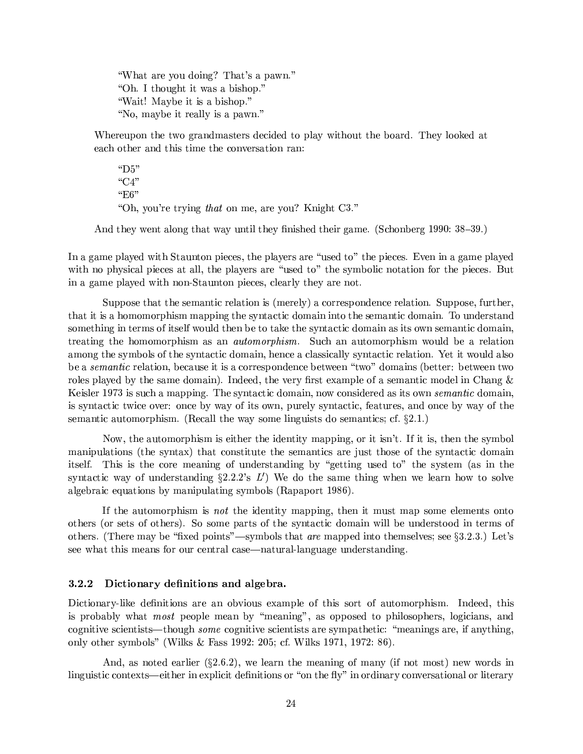> "What are you doing? That's a pawn."
> "Oh. I thought it was a bishop."
> "Wait! Maybe it is a bishop."
> "No, maybe it really is a pawn."
>
> Whereupon the two grandmasters decided to play without the board. They looked at each other and this time the conversation ran:
>
> "D5"
> "C4"
> "E6"
> "Oh, you're trying *that* on me, are you? Knight C3."
>
> And they went along that way until they finished their game. (Schonberg 1990: 38–39.)

In a game played with Staunton pieces, the players are "used to" the pieces. Even in a game played with no physical pieces at all, the players are "used to" the symbolic notation for the pieces. But in a game played with non-Staunton pieces, clearly they are not.

Suppose that the semantic relation is (merely) a correspondence relation. Suppose, further, that it is a homomorphism mapping the syntactic domain into the semantic domain. To understand something in terms of itself would then be to take the syntactic domain as its own semantic domain, treating the homomorphism as an *automorphism*. Such an automorphism would be a relation among the symbols of the syntactic domain, hence a classically syntactic relation. Yet it would also be a *semantic* relation, because it is a correspondence between "two" domains (better: between two roles played by the same domain). Indeed, the very first example of a semantic model in Chang & Keisler 1973 is such a mapping. The syntactic domain, now considered as its own *semantic* domain, is syntactic twice over: once by way of its own, purely syntactic, features, and once by way of the semantic automorphism. (Recall the way some linguists do semantics; cf. §2.1.)

Now, the automorphism is either the identity mapping, or it isn't. If it is, then the symbol manipulations (the syntax) that constitute the semantics are just those of the syntactic domain itself. This is the core meaning of understanding by "getting used to" the system (as in the syntactic way of understanding §2.2.2's $L'$) We do the same thing when we learn how to solve algebraic equations by manipulating symbols (Rapaport 1986).

If the automorphism is *not* the identity mapping, then it must map some elements onto others (or sets of others). So some parts of the syntactic domain will be understood in terms of others. (There may be "fixed points"—symbols that *are* mapped into themselves; see §3.2.3.) Let's see what this means for our central case—natural-language understanding.

### 3.2.2 Dictionary definitions and algebra.

Dictionary-like definitions are an obvious example of this sort of automorphism. Indeed, this is probably what *most* people mean by "meaning", as opposed to philosophers, logicians, and cognitive scientists—though *some* cognitive scientists are sympathetic: "meanings are, if anything, only other symbols" (Wilks & Fass 1992: 205; cf. Wilks 1971, 1972: 86).

And, as noted earlier (§2.6.2), we learn the meaning of many (if not most) new words in linguistic contexts—either in explicit definitions or "on the fly" in ordinary conversational or literary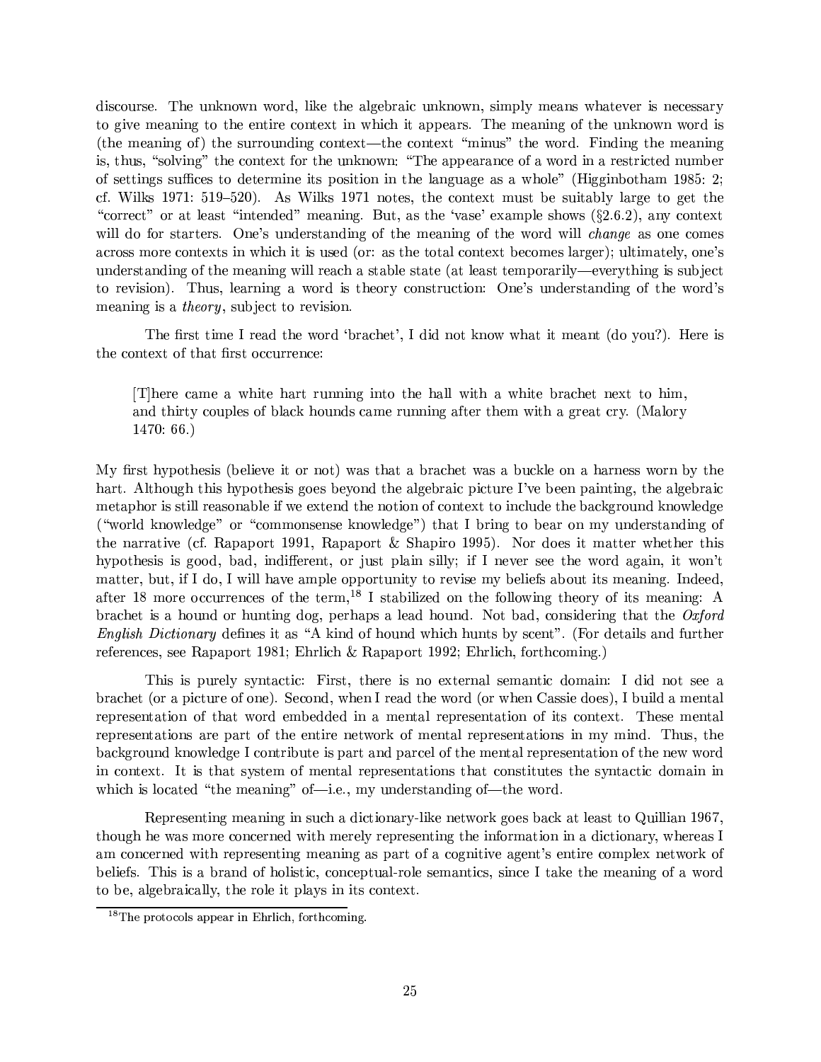discourse. The unknown word, like the algebraic unknown, simply means whatever is necessary to give meaning to the entire context in which it appears. The meaning of the unknown word is (the meaning of) the surrounding context—the context "minus" the word. Finding the meaning is, thus, "solving" the context for the unknown: "The appearance of a word in a restricted number of settings suffices to determine its position in the language as a whole" (Higginbotham 1985: 2; cf. Wilks 1971: 519–520). As Wilks 1971 notes, the context must be suitably large to get the "correct" or at least "intended" meaning. But, as the 'vase' example shows (§2.6.2), any context will do for starters. One's understanding of the meaning of the word will *change* as one comes across more contexts in which it is used (or: as the total context becomes larger); ultimately, one's understanding of the meaning will reach a stable state (at least temporarily—everything is subject to revision). Thus, learning a word is theory construction: One's understanding of the word's meaning is a *theory*, subject to revision.

The first time I read the word 'brachet', I did not know what it meant (do you?). Here is the context of that first occurrence:

> [T]here came a white hart running into the hall with a white brachet next to him, and thirty couples of black hounds came running after them with a great cry. (Malory 1470: 66.)

My first hypothesis (believe it or not) was that a brachet was a buckle on a harness worn by the hart. Although this hypothesis goes beyond the algebraic picture I've been painting, the algebraic metaphor is still reasonable if we extend the notion of context to include the background knowledge ("world knowledge" or "commonsense knowledge") that I bring to bear on my understanding of the narrative (cf. Rapaport 1991, Rapaport & Shapiro 1995). Nor does it matter whether this hypothesis is good, bad, indifferent, or just plain silly; if I never see the word again, it won't matter, but, if I do, I will have ample opportunity to revise my beliefs about its meaning. Indeed, after 18 more occurrences of the term,[18] I stabilized on the following theory of its meaning: A brachet is a hound or hunting dog, perhaps a lead hound. Not bad, considering that the *Oxford English Dictionary* defines it as "A kind of hound which hunts by scent". (For details and further references, see Rapaport 1981; Ehrlich & Rapaport 1992; Ehrlich, forthcoming.)

This is purely syntactic: First, there is no external semantic domain: I did not see a brachet (or a picture of one). Second, when I read the word (or when Cassie does), I build a mental representation of that word embedded in a mental representation of its context. These mental representations are part of the entire network of mental representations in my mind. Thus, the background knowledge I contribute is part and parcel of the mental representation of the new word in context. It is that system of mental representations that constitutes the syntactic domain in which is located "the meaning" of—i.e., my understanding of—the word.

Representing meaning in such a dictionary-like network goes back at least to Quillian 1967, though he was more concerned with merely representing the information in a dictionary, whereas I am concerned with representing meaning as part of a cognitive agent's entire complex network of beliefs. This is a brand of holistic, conceptual-role semantics, since I take the meaning of a word to be, algebraically, the role it plays in its context.

[18] The protocols appear in Ehrlich, forthcoming.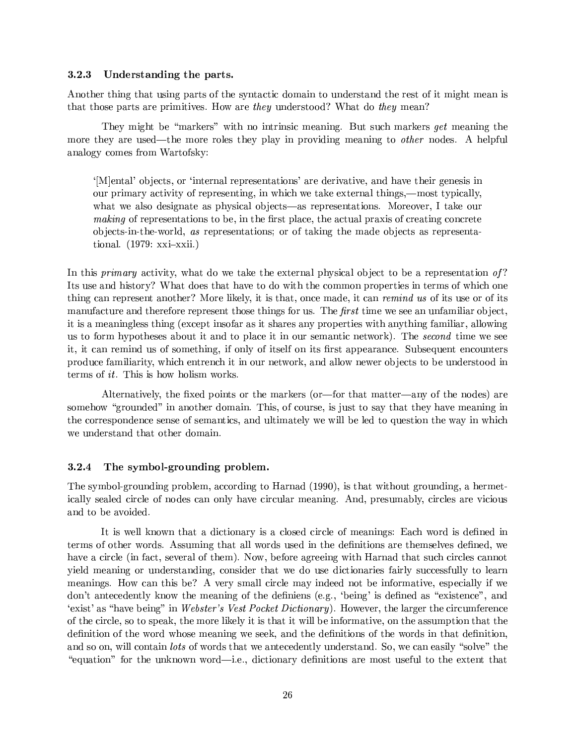### 3.2.3 Understanding the parts.

Another thing that using parts of the syntactic domain to understand the rest of it might mean is that those parts are primitives. How are *they* understood? What do *they* mean?

They might be "markers" with no intrinsic meaning. But such markers *get* meaning the more they are used—the more roles they play in providing meaning to *other* nodes. A helpful analogy comes from Wartofsky:

> '[M]ental' objects, or 'internal representations' are derivative, and have their genesis in our primary activity of representing, in which we take external things,—most typically, what we also designate as physical objects—as representations. Moreover, I take our *making* of representations to be, in the first place, the actual praxis of creating concrete objects-in-the-world, *as* representations; or of taking the made objects as representational. (1979: xxi–xxii.)

In this *primary* activity, what do we take the external physical object to be a representation *of*? Its use and history? What does that have to do with the common properties in terms of which one thing can represent another? More likely, it is that, once made, it can *remind us* of its use or of its manufacture and therefore represent those things for us. The *first* time we see an unfamiliar object, it is a meaningless thing (except insofar as it shares any properties with anything familiar, allowing us to form hypotheses about it and to place it in our semantic network). The *second* time we see it, it can remind us of something, if only of itself on its first appearance. Subsequent encounters produce familiarity, which entrench it in our network, and allow newer objects to be understood in terms of *it*. This is how holism works.

Alternatively, the fixed points or the markers (or—for that matter—any of the nodes) are somehow "grounded" in another domain. This, of course, is just to say that they have meaning in the correspondence sense of semantics, and ultimately we will be led to question the way in which we understand that other domain.

### 3.2.4 The symbol-grounding problem.

The symbol-grounding problem, according to Harnad (1990), is that without grounding, a hermetically sealed circle of nodes can only have circular meaning. And, presumably, circles are vicious and to be avoided.

It is well known that a dictionary is a closed circle of meanings: Each word is defined in terms of other words. Assuming that all words used in the definitions are themselves defined, we have a circle (in fact, several of them). Now, before agreeing with Harnad that such circles cannot yield meaning or understanding, consider that we do use dictionaries fairly successfully to learn meanings. How can this be? A very small circle may indeed not be informative, especially if we don't antecedently know the meaning of the definiens (e.g., 'being' is defined as "existence", and 'exist' as "have being" in *Webster's Vest Pocket Dictionary*). However, the larger the circumference of the circle, so to speak, the more likely it is that it will be informative, on the assumption that the definition of the word whose meaning we seek, and the definitions of the words in that definition, and so on, will contain *lots* of words that we antecedently understand. So, we can easily "solve" the "equation" for the unknown word—i.e., dictionary definitions are most useful to the extent that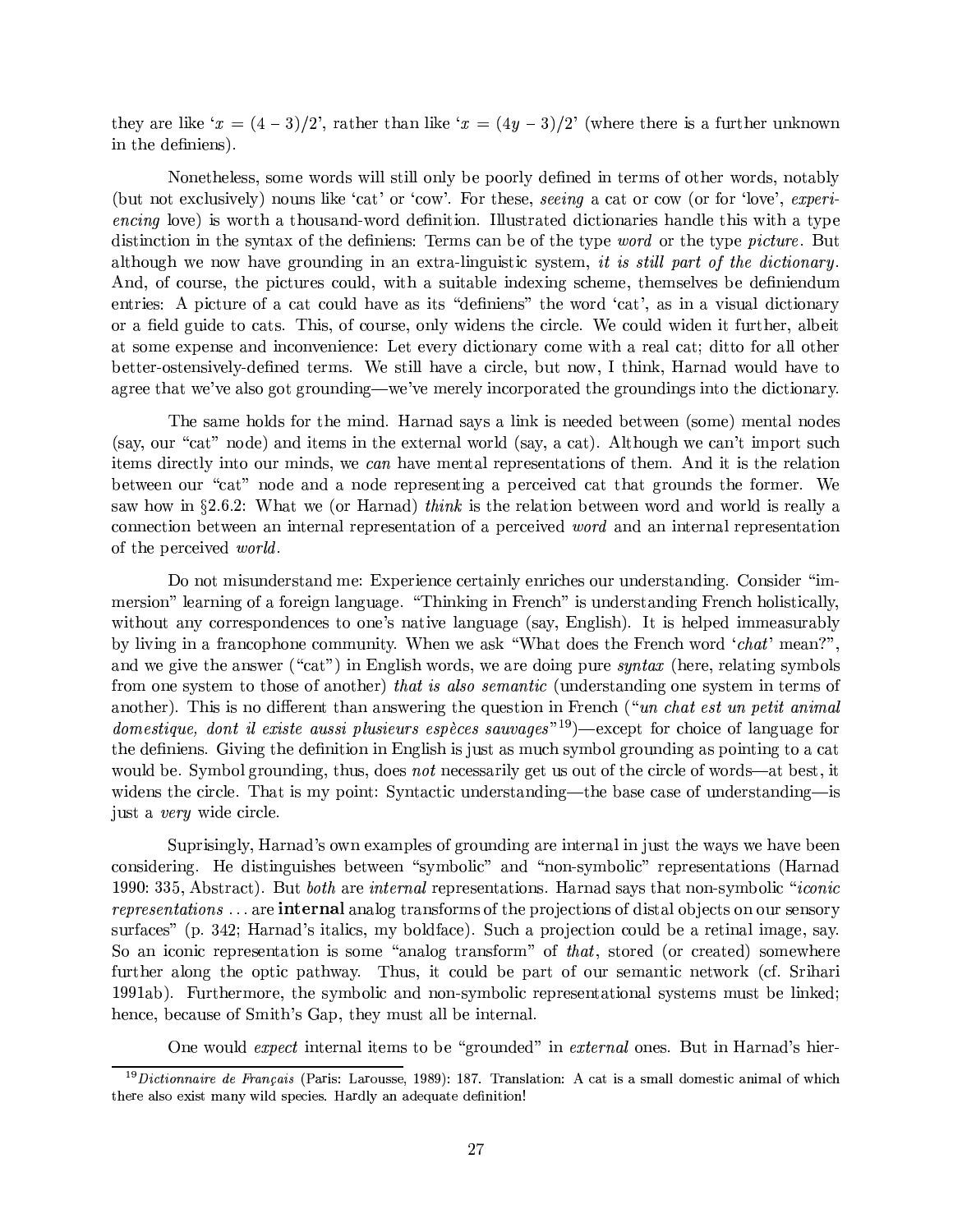they are like '$x = (4 - 3)/2$', rather than like '$x = (4y - 3)/2$' (where there is a further unknown in the definiens).

Nonetheless, some words will still only be poorly defined in terms of other words, notably (but not exclusively) nouns like 'cat' or 'cow'. For these, *seeing* a cat or cow (or for 'love', *experiencing* love) is worth a thousand-word definition. Illustrated dictionaries handle this with a type distinction in the syntax of the definiens: Terms can be of the type *word* or the type *picture*. But although we now have grounding in an extra-linguistic system, *it is still part of the dictionary*. And, of course, the pictures could, with a suitable indexing scheme, themselves be definiendum entries: A picture of a cat could have as its "definiens" the word 'cat', as in a visual dictionary or a field guide to cats. This, of course, only widens the circle. We could widen it further, albeit at some expense and inconvenience: Let every dictionary come with a real cat; ditto for all other better-ostensively-defined terms. We still have a circle, but now, I think, Harnad would have to agree that we've also got grounding—we've merely incorporated the groundings into the dictionary.

The same holds for the mind. Harnad says a link is needed between (some) mental nodes (say, our "cat" node) and items in the external world (say, a cat). Although we can't import such items directly into our minds, we *can* have mental representations of them. And it is the relation between our "cat" node and a node representing a perceived cat that grounds the former. We saw how in §2.6.2: What we (or Harnad) *think* is the relation between word and world is really a connection between an internal representation of a perceived *word* and an internal representation of the perceived *world*.

Do not misunderstand me: Experience certainly enriches our understanding. Consider "immersion" learning of a foreign language. "Thinking in French" is understanding French holistically, without any correspondences to one's native language (say, English). It is helped immeasurably by living in a francophone community. When we ask "What does the French word '*chat*' mean?", and we give the answer ("cat") in English words, we are doing pure *syntax* (here, relating symbols from one system to those of another) *that is also semantic* (understanding one system in terms of another). This is no different than answering the question in French ("*un chat est un petit animal domestique, dont il existe aussi plusieurs espèces sauvages*"[19])—except for choice of language for the definiens. Giving the definition in English is just as much symbol grounding as pointing to a cat would be. Symbol grounding, thus, does *not* necessarily get us out of the circle of words—at best, it widens the circle. That is my point: Syntactic understanding—the base case of understanding—is just a *very* wide circle.

Suprisingly, Harnad's own examples of grounding are internal in just the ways we have been considering. He distinguishes between "symbolic" and "non-symbolic" representations (Harnad 1990: 335, Abstract). But *both* are *internal* representations. Harnad says that non-symbolic "*iconic representations* ... are **internal** analog transforms of the projections of distal objects on our sensory surfaces" (p. 342; Harnad's italics, my boldface). Such a projection could be a retinal image, say. So an iconic representation is some "analog transform" of *that*, stored (or created) somewhere further along the optic pathway. Thus, it could be part of our semantic network (cf. Srihari 1991ab). Furthermore, the symbolic and non-symbolic representational systems must be linked; hence, because of Smith's Gap, they must all be internal.

One would *expect* internal items to be "grounded" in *external* ones. But in Harnad's hier-

[19] *Dictionnaire de Français* (Paris: Larousse, 1989): 187. Translation: A cat is a small domestic animal of which there also exist many wild species. Hardly an adequate definition!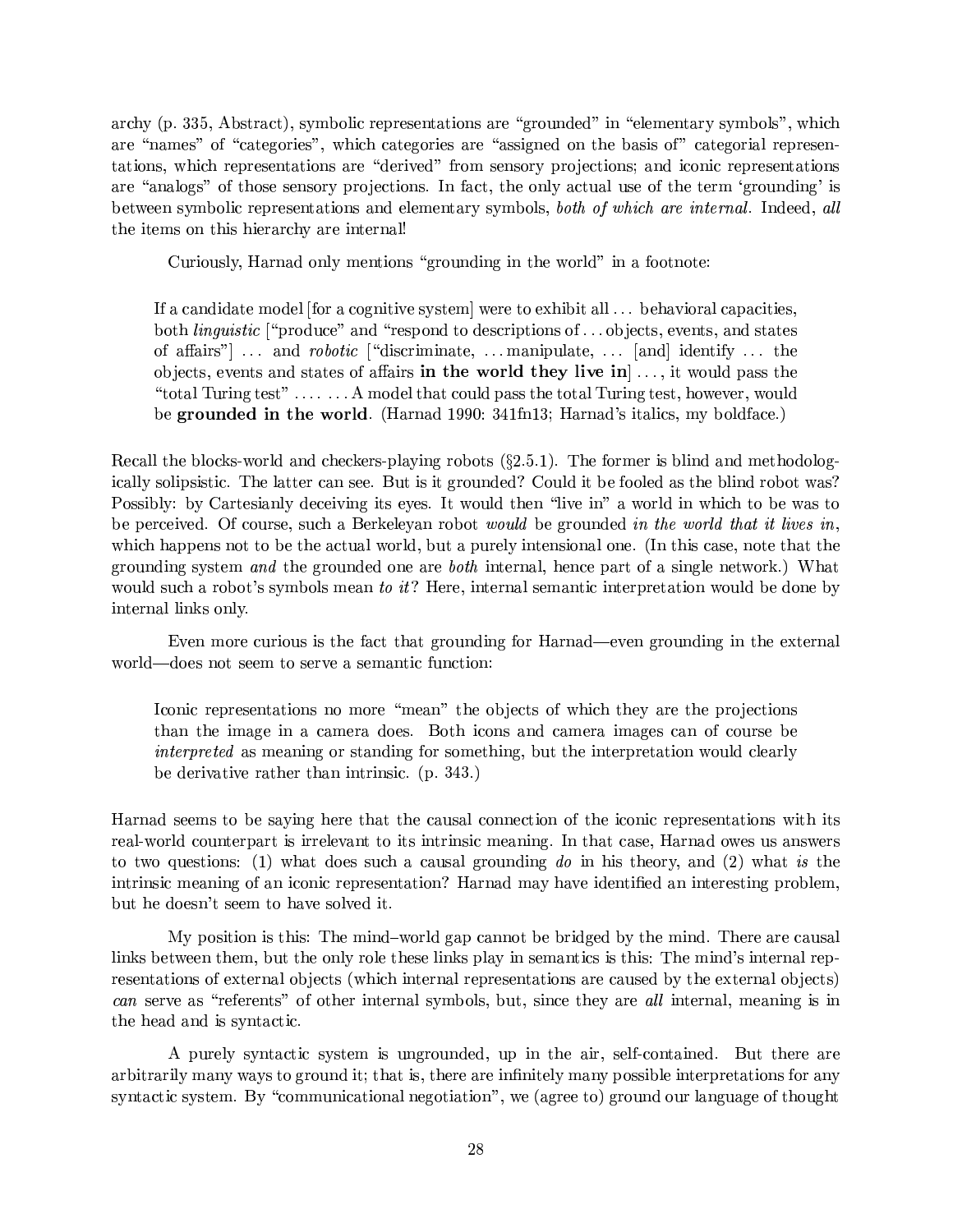archy (p. 335, Abstract), symbolic representations are "grounded" in "elementary symbols", which are "names" of "categories", which categories are "assigned on the basis of" categorial representations, which representations are "derived" from sensory projections; and iconic representations are "analogs" of those sensory projections. In fact, the only actual use of the term 'grounding' is between symbolic representations and elementary symbols, *both of which are internal*. Indeed, *all* the items on this hierarchy are internal!

Curiously, Harnad only mentions "grounding in the world" in a footnote:

> If a candidate model [for a cognitive system] were to exhibit all . . . behavioral capacities, both *linguistic* ["produce" and "respond to descriptions of . . . objects, events, and states of affairs"] . . . and *robotic* ["discriminate, . . . manipulate, . . . [and] identify . . . the objects, events and states of affairs **in the world they live in**] . . . , it would pass the "total Turing test" . . . . . . . A model that could pass the total Turing test, however, would be **grounded in the world**. (Harnad 1990: 341fn13; Harnad's italics, my boldface.)

Recall the blocks-world and checkers-playing robots (§2.5.1). The former is blind and methodologically solipsistic. The latter can see. But is it grounded? Could it be fooled as the blind robot was? Possibly: by Cartesianly deceiving its eyes. It would then "live in" a world in which to be was to be perceived. Of course, such a Berkeleyan robot *would* be grounded *in the world that it lives in*, which happens not to be the actual world, but a purely intensional one. (In this case, note that the grounding system *and* the grounded one are *both* internal, hence part of a single network.) What would such a robot's symbols mean *to it*? Here, internal semantic interpretation would be done by internal links only.

Even more curious is the fact that grounding for Harnad—even grounding in the external world—does not seem to serve a semantic function:

> Iconic representations no more "mean" the objects of which they are the projections than the image in a camera does. Both icons and camera images can of course be *interpreted* as meaning or standing for something, but the interpretation would clearly be derivative rather than intrinsic. (p. 343.)

Harnad seems to be saying here that the causal connection of the iconic representations with its real-world counterpart is irrelevant to its intrinsic meaning. In that case, Harnad owes us answers to two questions: (1) what does such a causal grounding *do* in his theory, and (2) what *is* the intrinsic meaning of an iconic representation? Harnad may have identified an interesting problem, but he doesn't seem to have solved it.

My position is this: The mind–world gap cannot be bridged by the mind. There are causal links between them, but the only role these links play in semantics is this: The mind's internal representations of external objects (which internal representations are caused by the external objects) *can* serve as "referents" of other internal symbols, but, since they are *all* internal, meaning is in the head and is syntactic.

A purely syntactic system is ungrounded, up in the air, self-contained. But there are arbitrarily many ways to ground it; that is, there are infinitely many possible interpretations for any syntactic system. By "communicational negotiation", we (agree to) ground our language of thought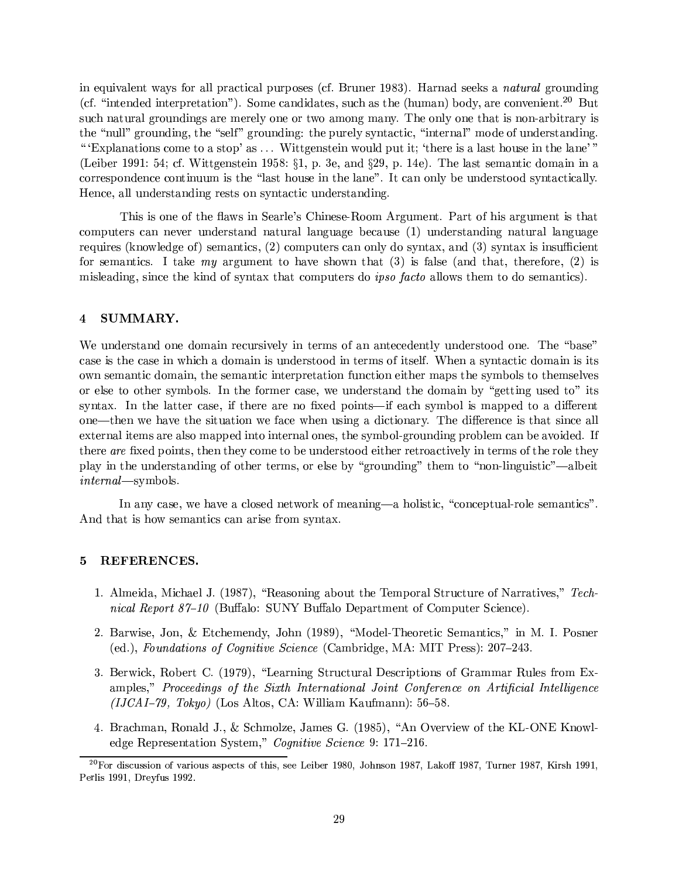in equivalent ways for all practical purposes (cf. Bruner 1983). Harnad seeks a *natural* grounding (cf. "intended interpretation"). Some candidates, such as the (human) body, are convenient.[20] But such natural groundings are merely one or two among many. The only one that is non-arbitrary is the "null" grounding, the "self" grounding: the purely syntactic, "internal" mode of understanding. "'Explanations come to a stop' as ... Wittgenstein would put it; 'there is a last house in the lane'" (Leiber 1991: 54; cf. Wittgenstein 1958: §1, p. 3e, and §29, p. 14e). The last semantic domain in a correspondence continuum is the "last house in the lane". It can only be understood syntactically. Hence, all understanding rests on syntactic understanding.

This is one of the flaws in Searle's Chinese-Room Argument. Part of his argument is that computers can never understand natural language because (1) understanding natural language requires (knowledge of) semantics, (2) computers can only do syntax, and (3) syntax is insufficient for semantics. I take *my* argument to have shown that (3) is false (and that, therefore, (2) is misleading, since the kind of syntax that computers do *ipso facto* allows them to do semantics).

## 4 SUMMARY.

We understand one domain recursively in terms of an antecedently understood one. The "base" case is the case in which a domain is understood in terms of itself. When a syntactic domain is its own semantic domain, the semantic interpretation function either maps the symbols to themselves or else to other symbols. In the former case, we understand the domain by "getting used to" its syntax. In the latter case, if there are no fixed points—if each symbol is mapped to a different one—then we have the situation we face when using a dictionary. The difference is that since all external items are also mapped into internal ones, the symbol-grounding problem can be avoided. If there *are* fixed points, then they come to be understood either retroactively in terms of the role they play in the understanding of other terms, or else by "grounding" them to "non-linguistic"—albeit *internal*—symbols.

In any case, we have a closed network of meaning—a holistic, "conceptual-role semantics". And that is how semantics can arise from syntax.

## 5 REFERENCES.

1. Almeida, Michael J. (1987), "Reasoning about the Temporal Structure of Narratives," *Technical Report 87–10* (Buffalo: SUNY Buffalo Department of Computer Science).
2. Barwise, Jon, & Etchemendy, John (1989), "Model-Theoretic Semantics," in M. I. Posner (ed.), *Foundations of Cognitive Science* (Cambridge, MA: MIT Press): 207–243.
3. Berwick, Robert C. (1979), "Learning Structural Descriptions of Grammar Rules from Examples," *Proceedings of the Sixth International Joint Conference on Artificial Intelligence (IJCAI–79, Tokyo)* (Los Altos, CA: William Kaufmann): 56–58.
4. Brachman, Ronald J., & Schmolze, James G. (1985), "An Overview of the KL-ONE Knowledge Representation System," *Cognitive Science* 9: 171–216.

[20] For discussion of various aspects of this, see Leiber 1980, Johnson 1987, Lakoff 1987, Turner 1987, Kirsh 1991, Perlis 1991, Dreyfus 1992.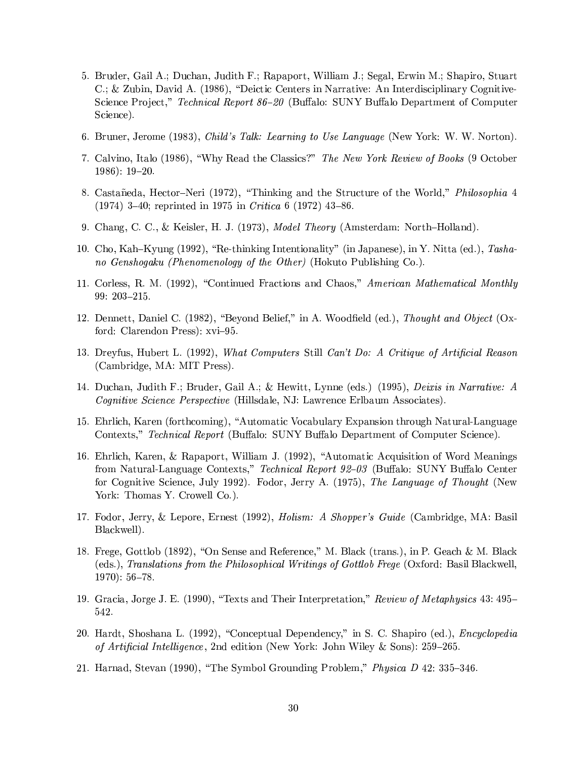5. Bruder, Gail A.; Duchan, Judith F.; Rapaport, William J.; Segal, Erwin M.; Shapiro, Stuart C.; & Zubin, David A. (1986), "Deictic Centers in Narrative: An Interdisciplinary Cognitive-Science Project," *Technical Report 86–20* (Buffalo: SUNY Buffalo Department of Computer Science).

6. Bruner, Jerome (1983), *Child's Talk: Learning to Use Language* (New York: W. W. Norton).

7. Calvino, Italo (1986), "Why Read the Classics?" *The New York Review of Books* (9 October 1986): 19–20.

8. Castañeda, Hector–Neri (1972), "Thinking and the Structure of the World," *Philosophia* 4 (1974) 3–40; reprinted in 1975 in *Critica* 6 (1972) 43–86.

9. Chang, C. C., & Keisler, H. J. (1973), *Model Theory* (Amsterdam: North–Holland).

10. Cho, Kah–Kyung (1992), "Re-thinking Intentionality" (in Japanese), in Y. Nitta (ed.), *Tasha-no Genshogaku (Phenomenology of the Other)* (Hokuto Publishing Co.).

11. Corless, R. M. (1992), "Continued Fractions and Chaos," *American Mathematical Monthly* 99: 203–215.

12. Dennett, Daniel C. (1982), "Beyond Belief," in A. Woodfield (ed.), *Thought and Object* (Oxford: Clarendon Press): xvi–95.

13. Dreyfus, Hubert L. (1992), *What Computers* Still *Can't Do: A Critique of Artificial Reason* (Cambridge, MA: MIT Press).

14. Duchan, Judith F.; Bruder, Gail A.; & Hewitt, Lynne (eds.) (1995), *Deixis in Narrative: A Cognitive Science Perspective* (Hillsdale, NJ: Lawrence Erlbaum Associates).

15. Ehrlich, Karen (forthcoming), "Automatic Vocabulary Expansion through Natural-Language Contexts," *Technical Report* (Buffalo: SUNY Buffalo Department of Computer Science).

16. Ehrlich, Karen, & Rapaport, William J. (1992), "Automatic Acquisition of Word Meanings from Natural-Language Contexts," *Technical Report 92–03* (Buffalo: SUNY Buffalo Center for Cognitive Science, July 1992). Fodor, Jerry A. (1975), *The Language of Thought* (New York: Thomas Y. Crowell Co.).

17. Fodor, Jerry, & Lepore, Ernest (1992), *Holism: A Shopper's Guide* (Cambridge, MA: Basil Blackwell).

18. Frege, Gottlob (1892), "On Sense and Reference," M. Black (trans.), in P. Geach & M. Black (eds.), *Translations from the Philosophical Writings of Gottlob Frege* (Oxford: Basil Blackwell, 1970): 56–78.

19. Gracia, Jorge J. E. (1990), "Texts and Their Interpretation," *Review of Metaphysics* 43: 495–542.

20. Hardt, Shoshana L. (1992), "Conceptual Dependency," in S. C. Shapiro (ed.), *Encyclopedia of Artificial Intelligence*, 2nd edition (New York: John Wiley & Sons): 259–265.

21. Harnad, Stevan (1990), "The Symbol Grounding Problem," *Physica D* 42: 335–346.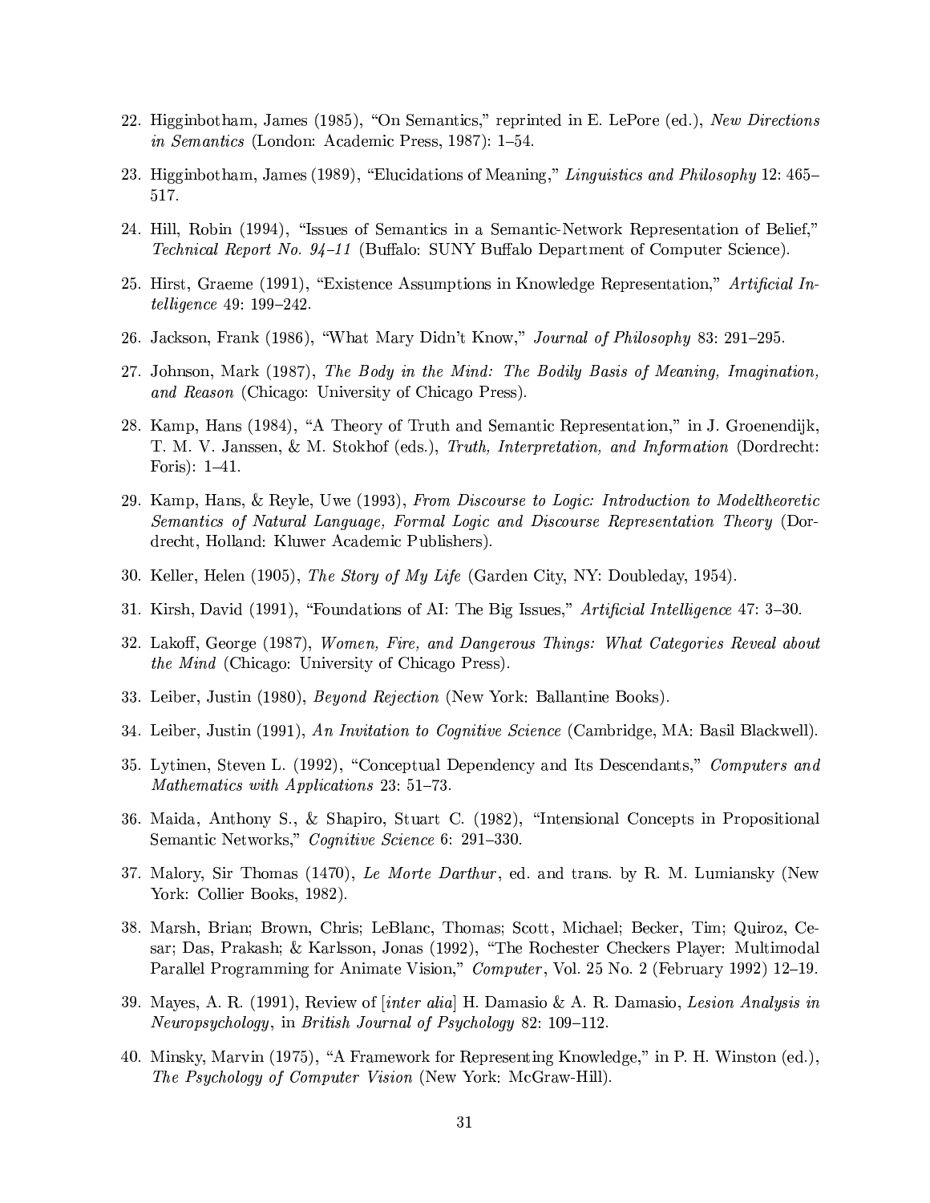22. Higginbotham, James (1985), "On Semantics," reprinted in E. LePore (ed.), *New Directions in Semantics* (London: Academic Press, 1987): 1–54.

23. Higginbotham, James (1989), "Elucidations of Meaning," *Linguistics and Philosophy* 12: 465–517.

24. Hill, Robin (1994), "Issues of Semantics in a Semantic-Network Representation of Belief," *Technical Report No. 94–11* (Buffalo: SUNY Buffalo Department of Computer Science).

25. Hirst, Graeme (1991), "Existence Assumptions in Knowledge Representation," *Artificial Intelligence* 49: 199–242.

26. Jackson, Frank (1986), "What Mary Didn't Know," *Journal of Philosophy* 83: 291–295.

27. Johnson, Mark (1987), *The Body in the Mind: The Bodily Basis of Meaning, Imagination, and Reason* (Chicago: University of Chicago Press).

28. Kamp, Hans (1984), "A Theory of Truth and Semantic Representation," in J. Groenendijk, T. M. V. Janssen, & M. Stokhof (eds.), *Truth, Interpretation, and Information* (Dordrecht: Foris): 1–41.

29. Kamp, Hans, & Reyle, Uwe (1993), *From Discourse to Logic: Introduction to Modeltheoretic Semantics of Natural Language, Formal Logic and Discourse Representation Theory* (Dordrecht, Holland: Kluwer Academic Publishers).

30. Keller, Helen (1905), *The Story of My Life* (Garden City, NY: Doubleday, 1954).

31. Kirsh, David (1991), "Foundations of AI: The Big Issues," *Artificial Intelligence* 47: 3–30.

32. Lakoff, George (1987), *Women, Fire, and Dangerous Things: What Categories Reveal about the Mind* (Chicago: University of Chicago Press).

33. Leiber, Justin (1980), *Beyond Rejection* (New York: Ballantine Books).

34. Leiber, Justin (1991), *An Invitation to Cognitive Science* (Cambridge, MA: Basil Blackwell).

35. Lytinen, Steven L. (1992), "Conceptual Dependency and Its Descendants," *Computers and Mathematics with Applications* 23: 51–73.

36. Maida, Anthony S., & Shapiro, Stuart C. (1982), "Intensional Concepts in Propositional Semantic Networks," *Cognitive Science* 6: 291–330.

37. Malory, Sir Thomas (1470), *Le Morte Darthur*, ed. and trans. by R. M. Lumiansky (New York: Collier Books, 1982).

38. Marsh, Brian; Brown, Chris; LeBlanc, Thomas; Scott, Michael; Becker, Tim; Quiroz, Cesar; Das, Prakash; & Karlsson, Jonas (1992), "The Rochester Checkers Player: Multimodal Parallel Programming for Animate Vision," *Computer*, Vol. 25 No. 2 (February 1992) 12–19.

39. Mayes, A. R. (1991), Review of [*inter alia*] H. Damasio & A. R. Damasio, *Lesion Analysis in Neuropsychology*, in *British Journal of Psychology* 82: 109–112.

40. Minsky, Marvin (1975), "A Framework for Representing Knowledge," in P. H. Winston (ed.), *The Psychology of Computer Vision* (New York: McGraw-Hill).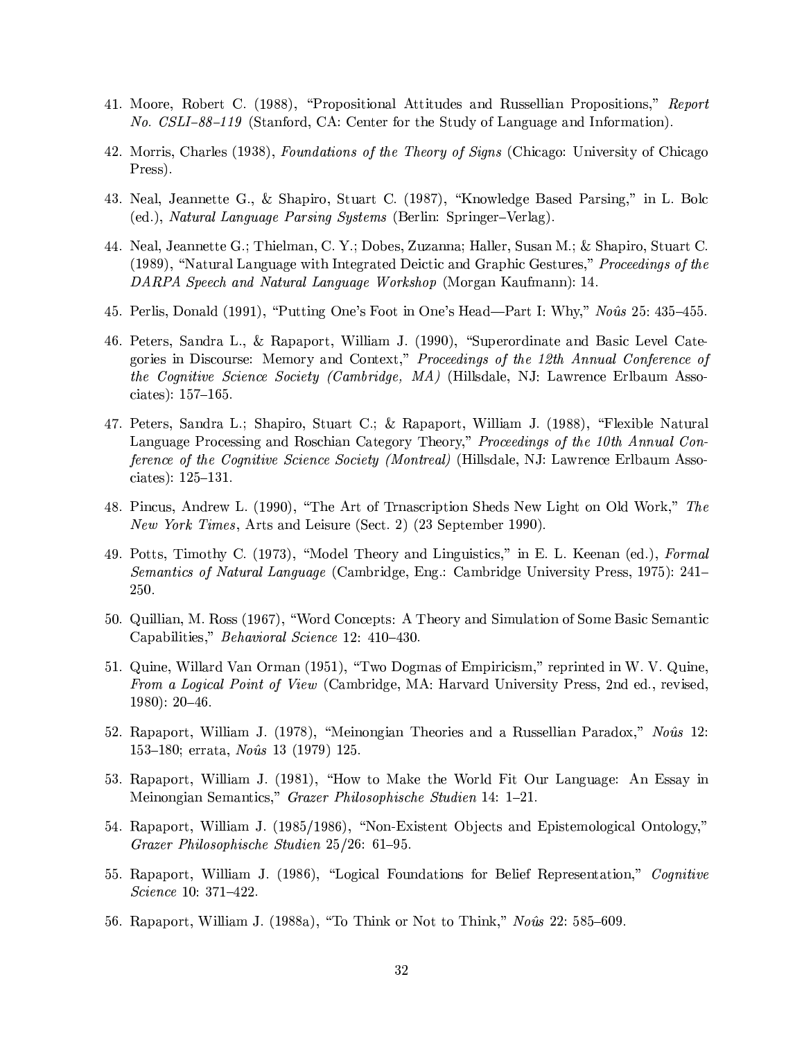41. Moore, Robert C. (1988), "Propositional Attitudes and Russellian Propositions," *Report No. CSLI–88–119* (Stanford, CA: Center for the Study of Language and Information).

42. Morris, Charles (1938), *Foundations of the Theory of Signs* (Chicago: University of Chicago Press).

43. Neal, Jeannette G., & Shapiro, Stuart C. (1987), "Knowledge Based Parsing," in L. Bolc (ed.), *Natural Language Parsing Systems* (Berlin: Springer–Verlag).

44. Neal, Jeannette G.; Thielman, C. Y.; Dobes, Zuzanna; Haller, Susan M.; & Shapiro, Stuart C. (1989), "Natural Language with Integrated Deictic and Graphic Gestures," *Proceedings of the DARPA Speech and Natural Language Workshop* (Morgan Kaufmann): 14.

45. Perlis, Donald (1991), "Putting One's Foot in One's Head—Part I: Why," *Noûs* 25: 435–455.

46. Peters, Sandra L., & Rapaport, William J. (1990), "Superordinate and Basic Level Categories in Discourse: Memory and Context," *Proceedings of the 12th Annual Conference of the Cognitive Science Society (Cambridge, MA)* (Hillsdale, NJ: Lawrence Erlbaum Associates): 157–165.

47. Peters, Sandra L.; Shapiro, Stuart C.; & Rapaport, William J. (1988), "Flexible Natural Language Processing and Roschian Category Theory," *Proceedings of the 10th Annual Conference of the Cognitive Science Society (Montreal)* (Hillsdale, NJ: Lawrence Erlbaum Associates): 125–131.

48. Pincus, Andrew L. (1990), "The Art of Trnascription Sheds New Light on Old Work," *The New York Times*, Arts and Leisure (Sect. 2) (23 September 1990).

49. Potts, Timothy C. (1973), "Model Theory and Linguistics," in E. L. Keenan (ed.), *Formal Semantics of Natural Language* (Cambridge, Eng.: Cambridge University Press, 1975): 241–250.

50. Quillian, M. Ross (1967), "Word Concepts: A Theory and Simulation of Some Basic Semantic Capabilities," *Behavioral Science* 12: 410–430.

51. Quine, Willard Van Orman (1951), "Two Dogmas of Empiricism," reprinted in W. V. Quine, *From a Logical Point of View* (Cambridge, MA: Harvard University Press, 2nd ed., revised, 1980): 20–46.

52. Rapaport, William J. (1978), "Meinongian Theories and a Russellian Paradox," *Noûs* 12: 153–180; errata, *Noûs* 13 (1979) 125.

53. Rapaport, William J. (1981), "How to Make the World Fit Our Language: An Essay in Meinongian Semantics," *Grazer Philosophische Studien* 14: 1–21.

54. Rapaport, William J. (1985/1986), "Non-Existent Objects and Epistemological Ontology," *Grazer Philosophische Studien* 25/26: 61–95.

55. Rapaport, William J. (1986), "Logical Foundations for Belief Representation," *Cognitive Science* 10: 371–422.

56. Rapaport, William J. (1988a), "To Think or Not to Think," *Noûs* 22: 585–609.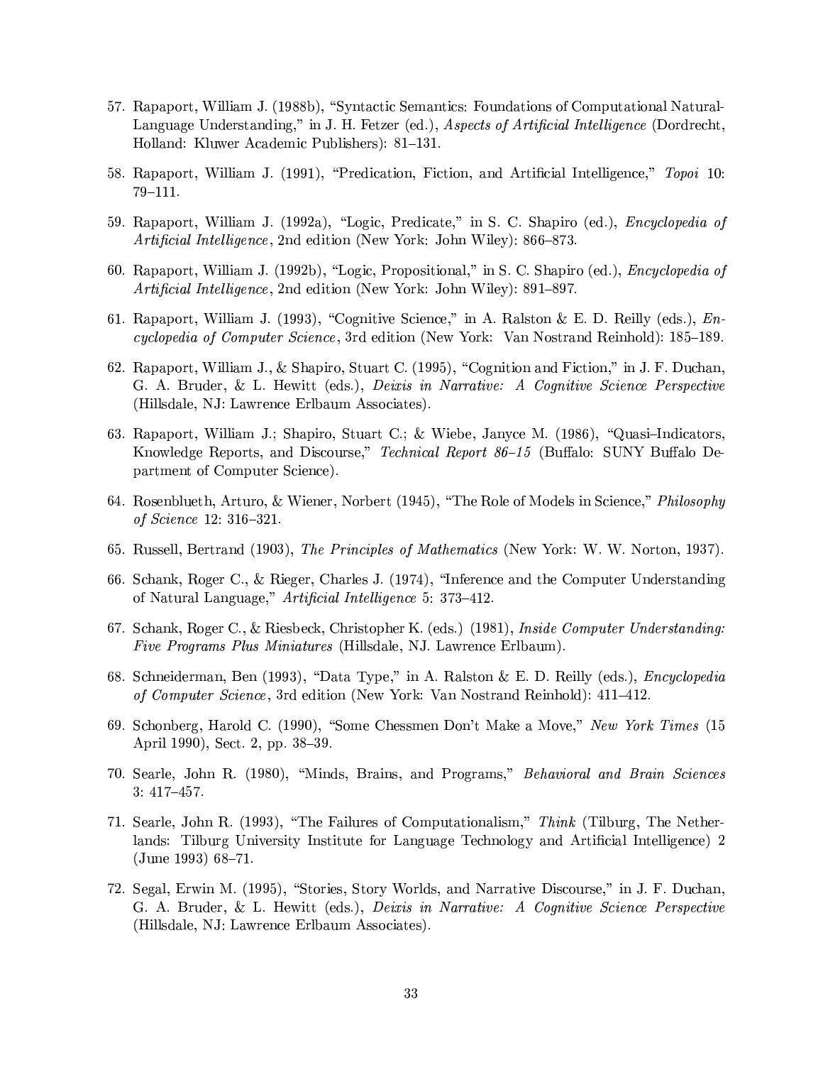57. Rapaport, William J. (1988b), "Syntactic Semantics: Foundations of Computational Natural-Language Understanding," in J. H. Fetzer (ed.), *Aspects of Artificial Intelligence* (Dordrecht, Holland: Kluwer Academic Publishers): 81–131.

58. Rapaport, William J. (1991), "Predication, Fiction, and Artificial Intelligence," *Topoi* 10: 79–111.

59. Rapaport, William J. (1992a), "Logic, Predicate," in S. C. Shapiro (ed.), *Encyclopedia of Artificial Intelligence*, 2nd edition (New York: John Wiley): 866–873.

60. Rapaport, William J. (1992b), "Logic, Propositional," in S. C. Shapiro (ed.), *Encyclopedia of Artificial Intelligence*, 2nd edition (New York: John Wiley): 891–897.

61. Rapaport, William J. (1993), "Cognitive Science," in A. Ralston & E. D. Reilly (eds.), *Encyclopedia of Computer Science*, 3rd edition (New York: Van Nostrand Reinhold): 185–189.

62. Rapaport, William J., & Shapiro, Stuart C. (1995), "Cognition and Fiction," in J. F. Duchan, G. A. Bruder, & L. Hewitt (eds.), *Deixis in Narrative: A Cognitive Science Perspective* (Hillsdale, NJ: Lawrence Erlbaum Associates).

63. Rapaport, William J.; Shapiro, Stuart C.; & Wiebe, Janyce M. (1986), "Quasi–Indicators, Knowledge Reports, and Discourse," *Technical Report 86–15* (Buffalo: SUNY Buffalo Department of Computer Science).

64. Rosenblueth, Arturo, & Wiener, Norbert (1945), "The Role of Models in Science," *Philosophy of Science* 12: 316–321.

65. Russell, Bertrand (1903), *The Principles of Mathematics* (New York: W. W. Norton, 1937).

66. Schank, Roger C., & Rieger, Charles J. (1974), "Inference and the Computer Understanding of Natural Language," *Artificial Intelligence* 5: 373–412.

67. Schank, Roger C., & Riesbeck, Christopher K. (eds.) (1981), *Inside Computer Understanding: Five Programs Plus Miniatures* (Hillsdale, NJ. Lawrence Erlbaum).

68. Schneiderman, Ben (1993), "Data Type," in A. Ralston & E. D. Reilly (eds.), *Encyclopedia of Computer Science*, 3rd edition (New York: Van Nostrand Reinhold): 411–412.

69. Schonberg, Harold C. (1990), "Some Chessmen Don't Make a Move," *New York Times* (15 April 1990), Sect. 2, pp. 38–39.

70. Searle, John R. (1980), "Minds, Brains, and Programs," *Behavioral and Brain Sciences* 3: 417–457.

71. Searle, John R. (1993), "The Failures of Computationalism," *Think* (Tilburg, The Netherlands: Tilburg University Institute for Language Technology and Artificial Intelligence) 2 (June 1993) 68–71.

72. Segal, Erwin M. (1995), "Stories, Story Worlds, and Narrative Discourse," in J. F. Duchan, G. A. Bruder, & L. Hewitt (eds.), *Deixis in Narrative: A Cognitive Science Perspective* (Hillsdale, NJ: Lawrence Erlbaum Associates).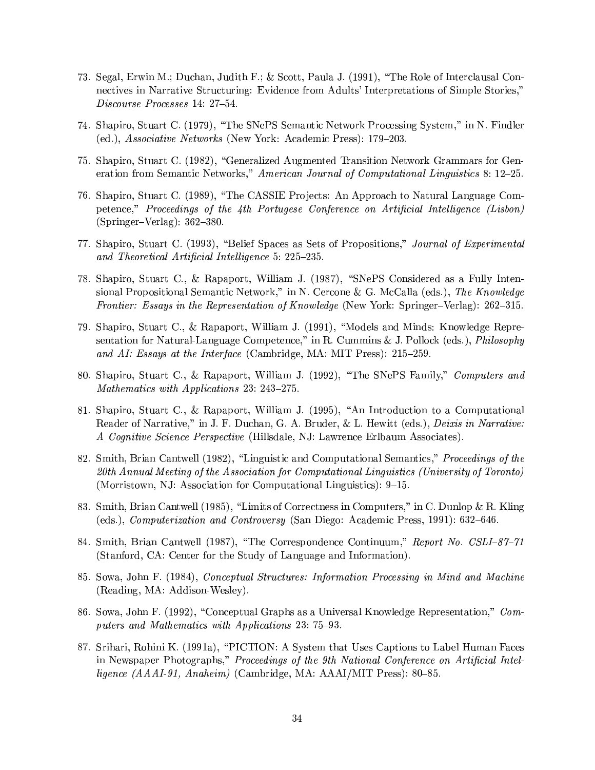73. Segal, Erwin M.; Duchan, Judith F.; & Scott, Paula J. (1991), "The Role of Interclausal Connectives in Narrative Structuring: Evidence from Adults' Interpretations of Simple Stories," *Discourse Processes* 14: 27–54.

74. Shapiro, Stuart C. (1979), "The SNePS Semantic Network Processing System," in N. Findler (ed.), *Associative Networks* (New York: Academic Press): 179–203.

75. Shapiro, Stuart C. (1982), "Generalized Augmented Transition Network Grammars for Generation from Semantic Networks," *American Journal of Computational Linguistics* 8: 12–25.

76. Shapiro, Stuart C. (1989), "The CASSIE Projects: An Approach to Natural Language Competence," *Proceedings of the 4th Portugese Conference on Artificial Intelligence (Lisbon)* (Springer–Verlag): 362–380.

77. Shapiro, Stuart C. (1993), "Belief Spaces as Sets of Propositions," *Journal of Experimental and Theoretical Artificial Intelligence* 5: 225–235.

78. Shapiro, Stuart C., & Rapaport, William J. (1987), "SNePS Considered as a Fully Intensional Propositional Semantic Network," in N. Cercone & G. McCalla (eds.), *The Knowledge Frontier: Essays in the Representation of Knowledge* (New York: Springer–Verlag): 262–315.

79. Shapiro, Stuart C., & Rapaport, William J. (1991), "Models and Minds: Knowledge Representation for Natural-Language Competence," in R. Cummins & J. Pollock (eds.), *Philosophy and AI: Essays at the Interface* (Cambridge, MA: MIT Press): 215–259.

80. Shapiro, Stuart C., & Rapaport, William J. (1992), "The SNePS Family," *Computers and Mathematics with Applications* 23: 243–275.

81. Shapiro, Stuart C., & Rapaport, William J. (1995), "An Introduction to a Computational Reader of Narrative," in J. F. Duchan, G. A. Bruder, & L. Hewitt (eds.), *Deixis in Narrative: A Cognitive Science Perspective* (Hillsdale, NJ: Lawrence Erlbaum Associates).

82. Smith, Brian Cantwell (1982), "Linguistic and Computational Semantics," *Proceedings of the 20th Annual Meeting of the Association for Computational Linguistics (University of Toronto)* (Morristown, NJ: Association for Computational Linguistics): 9–15.

83. Smith, Brian Cantwell (1985), "Limits of Correctness in Computers," in C. Dunlop & R. Kling (eds.), *Computerization and Controversy* (San Diego: Academic Press, 1991): 632–646.

84. Smith, Brian Cantwell (1987), "The Correspondence Continuum," *Report No. CSLI–87–71* (Stanford, CA: Center for the Study of Language and Information).

85. Sowa, John F. (1984), *Conceptual Structures: Information Processing in Mind and Machine* (Reading, MA: Addison-Wesley).

86. Sowa, John F. (1992), "Conceptual Graphs as a Universal Knowledge Representation," *Computers and Mathematics with Applications* 23: 75–93.

87. Srihari, Rohini K. (1991a), "PICTION: A System that Uses Captions to Label Human Faces in Newspaper Photographs," *Proceedings of the 9th National Conference on Artificial Intelligence (AAAI-91, Anaheim)* (Cambridge, MA: AAAI/MIT Press): 80–85.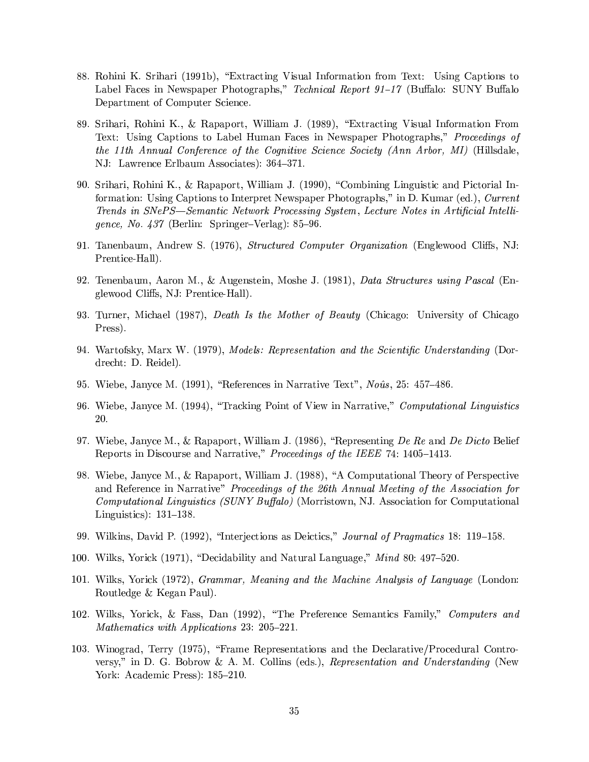88. Rohini K. Srihari (1991b), "Extracting Visual Information from Text: Using Captions to Label Faces in Newspaper Photographs," *Technical Report 91–17* (Buffalo: SUNY Buffalo Department of Computer Science.

89. Srihari, Rohini K., & Rapaport, William J. (1989), "Extracting Visual Information From Text: Using Captions to Label Human Faces in Newspaper Photographs," *Proceedings of the 11th Annual Conference of the Cognitive Science Society (Ann Arbor, MI)* (Hillsdale, NJ: Lawrence Erlbaum Associates): 364–371.

90. Srihari, Rohini K., & Rapaport, William J. (1990), "Combining Linguistic and Pictorial Information: Using Captions to Interpret Newspaper Photographs," in D. Kumar (ed.), *Current Trends in SNePS—Semantic Network Processing System*, *Lecture Notes in Artificial Intelligence, No. 437* (Berlin: Springer–Verlag): 85–96.

91. Tanenbaum, Andrew S. (1976), *Structured Computer Organization* (Englewood Cliffs, NJ: Prentice-Hall).

92. Tenenbaum, Aaron M., & Augenstein, Moshe J. (1981), *Data Structures using Pascal* (Englewood Cliffs, NJ: Prentice-Hall).

93. Turner, Michael (1987), *Death Is the Mother of Beauty* (Chicago: University of Chicago Press).

94. Wartofsky, Marx W. (1979), *Models: Representation and the Scientific Understanding* (Dordrecht: D. Reidel).

95. Wiebe, Janyce M. (1991), "References in Narrative Text", *Noûs*, 25: 457–486.

96. Wiebe, Janyce M. (1994), "Tracking Point of View in Narrative," *Computational Linguistics* 20.

97. Wiebe, Janyce M., & Rapaport, William J. (1986), "Representing *De Re* and *De Dicto* Belief Reports in Discourse and Narrative," *Proceedings of the IEEE* 74: 1405–1413.

98. Wiebe, Janyce M., & Rapaport, William J. (1988), "A Computational Theory of Perspective and Reference in Narrative" *Proceedings of the 26th Annual Meeting of the Association for Computational Linguistics (SUNY Buffalo)* (Morristown, NJ. Association for Computational Linguistics): 131–138.

99. Wilkins, David P. (1992), "Interjections as Deictics," *Journal of Pragmatics* 18: 119–158.

100. Wilks, Yorick (1971), "Decidability and Natural Language," *Mind* 80: 497–520.

101. Wilks, Yorick (1972), *Grammar, Meaning and the Machine Analysis of Language* (London: Routledge & Kegan Paul).

102. Wilks, Yorick, & Fass, Dan (1992), "The Preference Semantics Family," *Computers and Mathematics with Applications* 23: 205–221.

103. Winograd, Terry (1975), "Frame Representations and the Declarative/Procedural Controversy," in D. G. Bobrow & A. M. Collins (eds.), *Representation and Understanding* (New York: Academic Press): 185–210.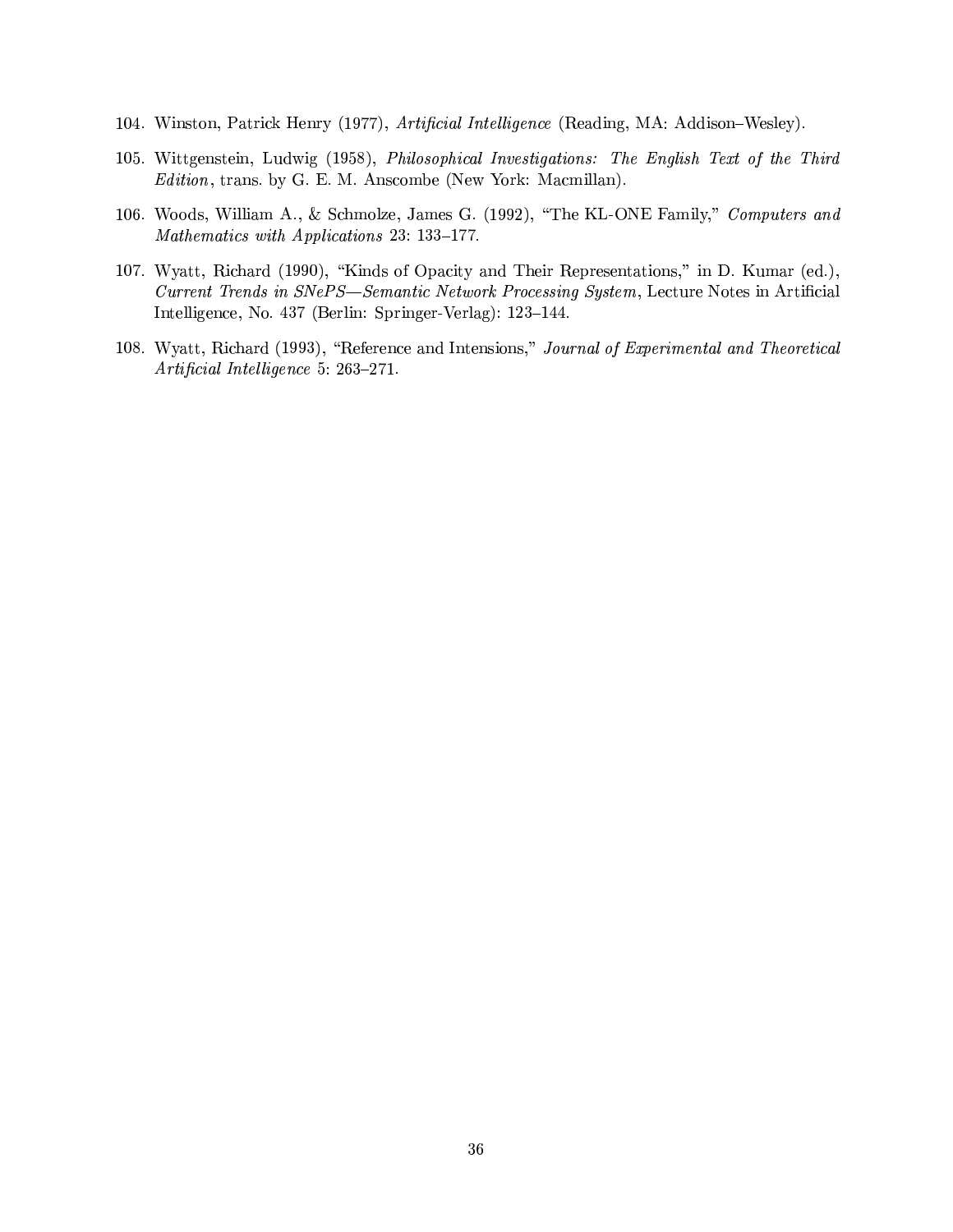104. Winston, Patrick Henry (1977), *Artificial Intelligence* (Reading, MA: Addison–Wesley).

105. Wittgenstein, Ludwig (1958), *Philosophical Investigations: The English Text of the Third Edition*, trans. by G. E. M. Anscombe (New York: Macmillan).

106. Woods, William A., & Schmolze, James G. (1992), "The KL-ONE Family," *Computers and Mathematics with Applications* 23: 133–177.

107. Wyatt, Richard (1990), "Kinds of Opacity and Their Representations," in D. Kumar (ed.), *Current Trends in SNePS—Semantic Network Processing System*, Lecture Notes in Artificial Intelligence, No. 437 (Berlin: Springer-Verlag): 123–144.

108. Wyatt, Richard (1993), "Reference and Intensions," *Journal of Experimental and Theoretical Artificial Intelligence* 5: 263–271.